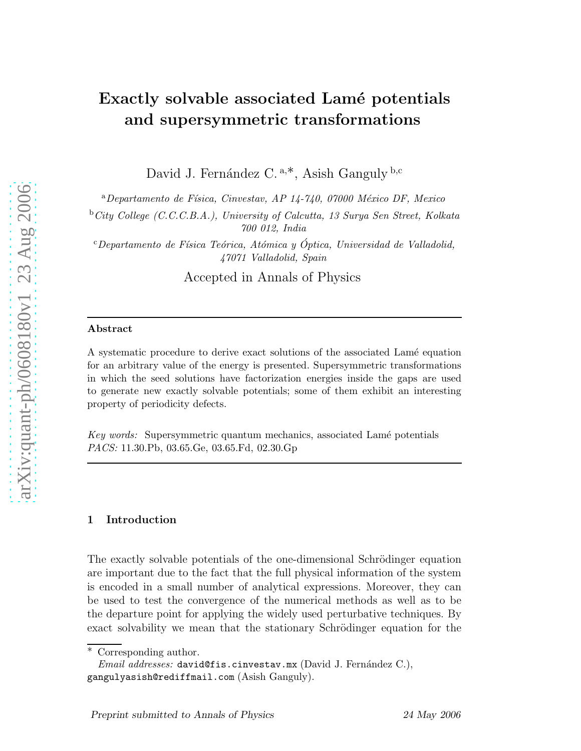# Exactly solvable associated Lamé potentials and supersymmetric transformations

David J. Fernández C. [a,*], Asish Ganguly [b,c]

[a] *Departamento de Física, Cinvestav, AP 14-740, 07000 México DF, Mexico*

[b] *City College (C.C.C.B.A.), University of Calcutta, 13 Surya Sen Street, Kolkata 700 012, India*

[c] *Departamento de Física Teórica, Atómica y Óptica, Universidad de Valladolid, 47071 Valladolid, Spain*

Accepted in Annals of Physics

---

**Abstract**

A systematic procedure to derive exact solutions of the associated Lamé equation for an arbitrary value of the energy is presented. Supersymmetric transformations in which the seed solutions have factorization energies inside the gaps are used to generate new exactly solvable potentials; some of them exhibit an interesting property of periodicity defects.

*Key words:* Supersymmetric quantum mechanics, associated Lamé potentials
*PACS:* 11.30.Pb, 03.65.Ge, 03.65.Fd, 02.30.Gp

---

## 1 Introduction

The exactly solvable potentials of the one-dimensional Schrödinger equation are important due to the fact that the full physical information of the system is encoded in a small number of analytical expressions. Moreover, they can be used to test the convergence of the numerical methods as well as to be the departure point for applying the widely used perturbative techniques. By exact solvability we mean that the stationary Schrödinger equation for the

---

* Corresponding author.
*Email addresses:* `david@fis.cinvestav.mx` (David J. Fernández C.), `gangulyasish@rediffmail.com` (Asish Ganguly).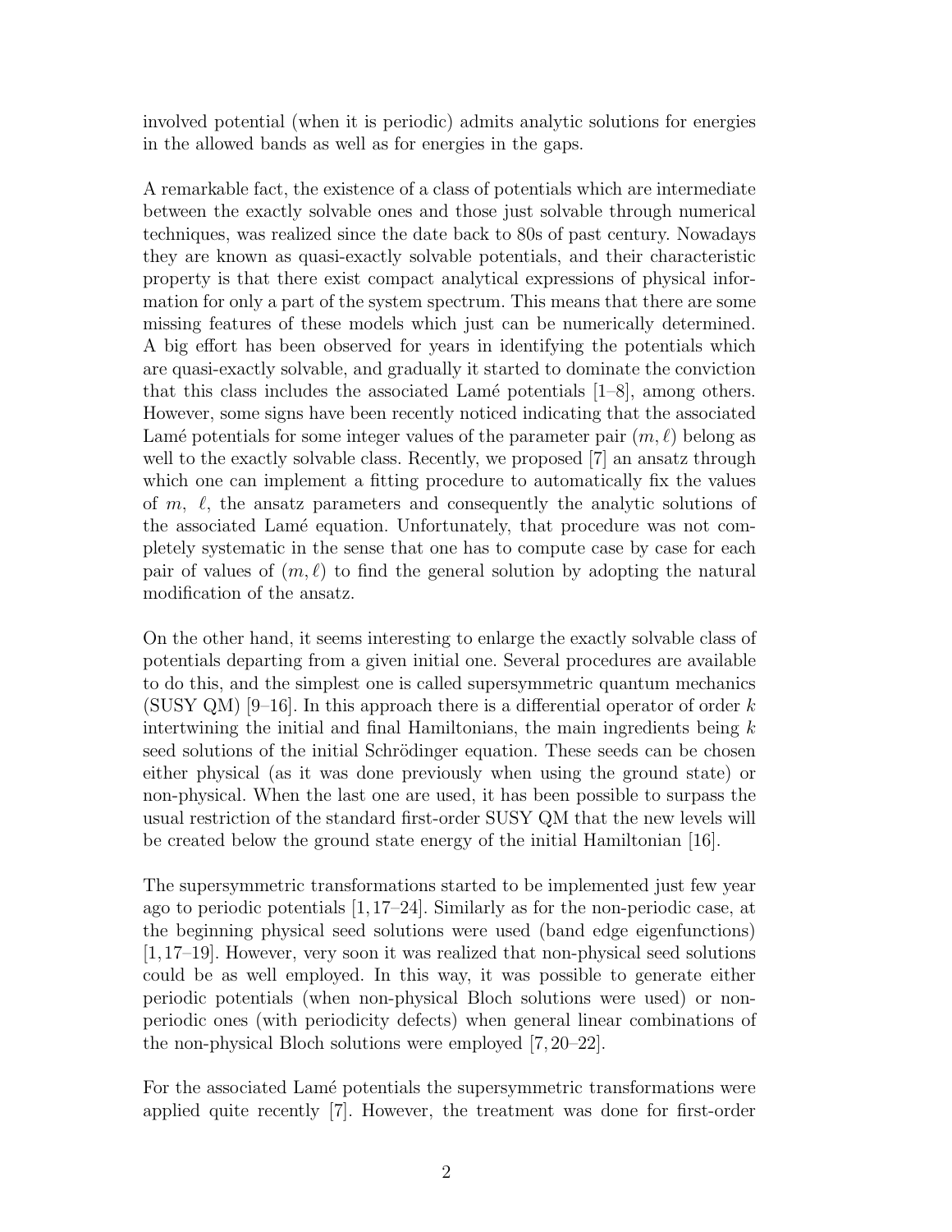involved potential (when it is periodic) admits analytic solutions for energies in the allowed bands as well as for energies in the gaps.

A remarkable fact, the existence of a class of potentials which are intermediate between the exactly solvable ones and those just solvable through numerical techniques, was realized since the date back to 80s of past century. Nowadays they are known as quasi-exactly solvable potentials, and their characteristic property is that there exist compact analytical expressions of physical information for only a part of the system spectrum. This means that there are some missing features of these models which just can be numerically determined. A big effort has been observed for years in identifying the potentials which are quasi-exactly solvable, and gradually it started to dominate the conviction that this class includes the associated Lamé potentials [1–8], among others. However, some signs have been recently noticed indicating that the associated Lamé potentials for some integer values of the parameter pair $(m, \ell)$ belong as well to the exactly solvable class. Recently, we proposed [7] an ansatz through which one can implement a fitting procedure to automatically fix the values of $m$, $\ell$, the ansatz parameters and consequently the analytic solutions of the associated Lamé equation. Unfortunately, that procedure was not completely systematic in the sense that one has to compute case by case for each pair of values of $(m, \ell)$ to find the general solution by adopting the natural modification of the ansatz.

On the other hand, it seems interesting to enlarge the exactly solvable class of potentials departing from a given initial one. Several procedures are available to do this, and the simplest one is called supersymmetric quantum mechanics (SUSY QM) [9–16]. In this approach there is a differential operator of order $k$ intertwining the initial and final Hamiltonians, the main ingredients being $k$ seed solutions of the initial Schrödinger equation. These seeds can be chosen either physical (as it was done previously when using the ground state) or non-physical. When the last one are used, it has been possible to surpass the usual restriction of the standard first-order SUSY QM that the new levels will be created below the ground state energy of the initial Hamiltonian [16].

The supersymmetric transformations started to be implemented just few year ago to periodic potentials [1, 17–24]. Similarly as for the non-periodic case, at the beginning physical seed solutions were used (band edge eigenfunctions) [1, 17–19]. However, very soon it was realized that non-physical seed solutions could be as well employed. In this way, it was possible to generate either periodic potentials (when non-physical Bloch solutions were used) or non-periodic ones (with periodicity defects) when general linear combinations of the non-physical Bloch solutions were employed [7, 20–22].

For the associated Lamé potentials the supersymmetric transformations were applied quite recently [7]. However, the treatment was done for first-order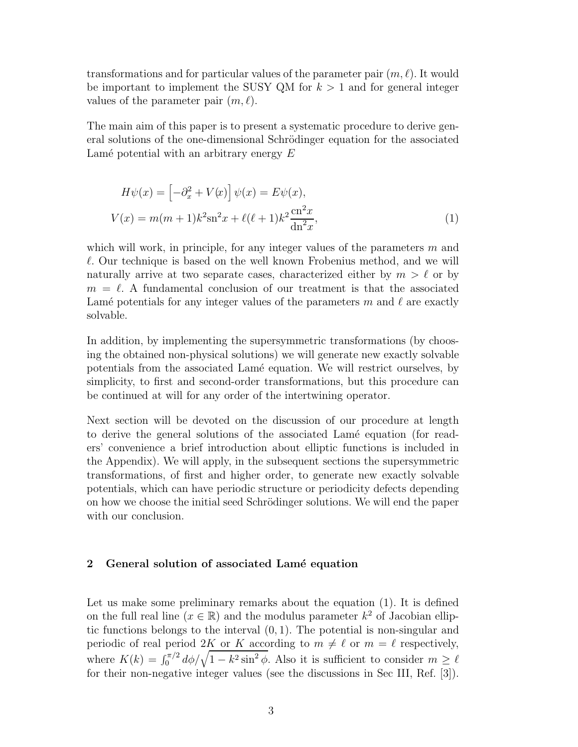transformations and for particular values of the parameter pair $(m, \ell)$. It would be important to implement the SUSY QM for $k > 1$ and for general integer values of the parameter pair $(m, \ell)$.

The main aim of this paper is to present a systematic procedure to derive general solutions of the one-dimensional Schrödinger equation for the associated Lamé potential with an arbitrary energy $E$

$$
\begin{aligned}
H\psi(x) &= \left[-\partial_x^2 + V(x)\right]\psi(x) = E\psi(x), \\
V(x) &= m(m+1)k^2\mathrm{sn}^2x + \ell(\ell+1)k^2\frac{\mathrm{cn}^2x}{\mathrm{dn}^2x},
\end{aligned}
\tag{1}
$$

which will work, in principle, for any integer values of the parameters $m$ and $\ell$. Our technique is based on the well known Frobenius method, and we will naturally arrive at two separate cases, characterized either by $m > \ell$ or by $m = \ell$. A fundamental conclusion of our treatment is that the associated Lamé potentials for any integer values of the parameters $m$ and $\ell$ are exactly solvable.

In addition, by implementing the supersymmetric transformations (by choosing the obtained non-physical solutions) we will generate new exactly solvable potentials from the associated Lamé equation. We will restrict ourselves, by simplicity, to first and second-order transformations, but this procedure can be continued at will for any order of the intertwining operator.

Next section will be devoted on the discussion of our procedure at length to derive the general solutions of the associated Lamé equation (for readers' convenience a brief introduction about elliptic functions is included in the Appendix). We will apply, in the subsequent sections the supersymmetric transformations, of first and higher order, to generate new exactly solvable potentials, which can have periodic structure or periodicity defects depending on how we choose the initial seed Schrödinger solutions. We will end the paper with our conclusion.

## 2 General solution of associated Lamé equation

Let us make some preliminary remarks about the equation (1). It is defined on the full real line ($x \in \mathbb{R}$) and the modulus parameter $k^2$ of Jacobian elliptic functions belongs to the interval $(0, 1)$. The potential is non-singular and periodic of real period $2K$ or $K$ according to $m \neq \ell$ or $m = \ell$ respectively, where $K(k) = \int_0^{\pi/2} d\phi/\sqrt{1 - k^2\sin^2\phi}$. Also it is sufficient to consider $m \geq \ell$ for their non-negative integer values (see the discussions in Sec III, Ref. [3]).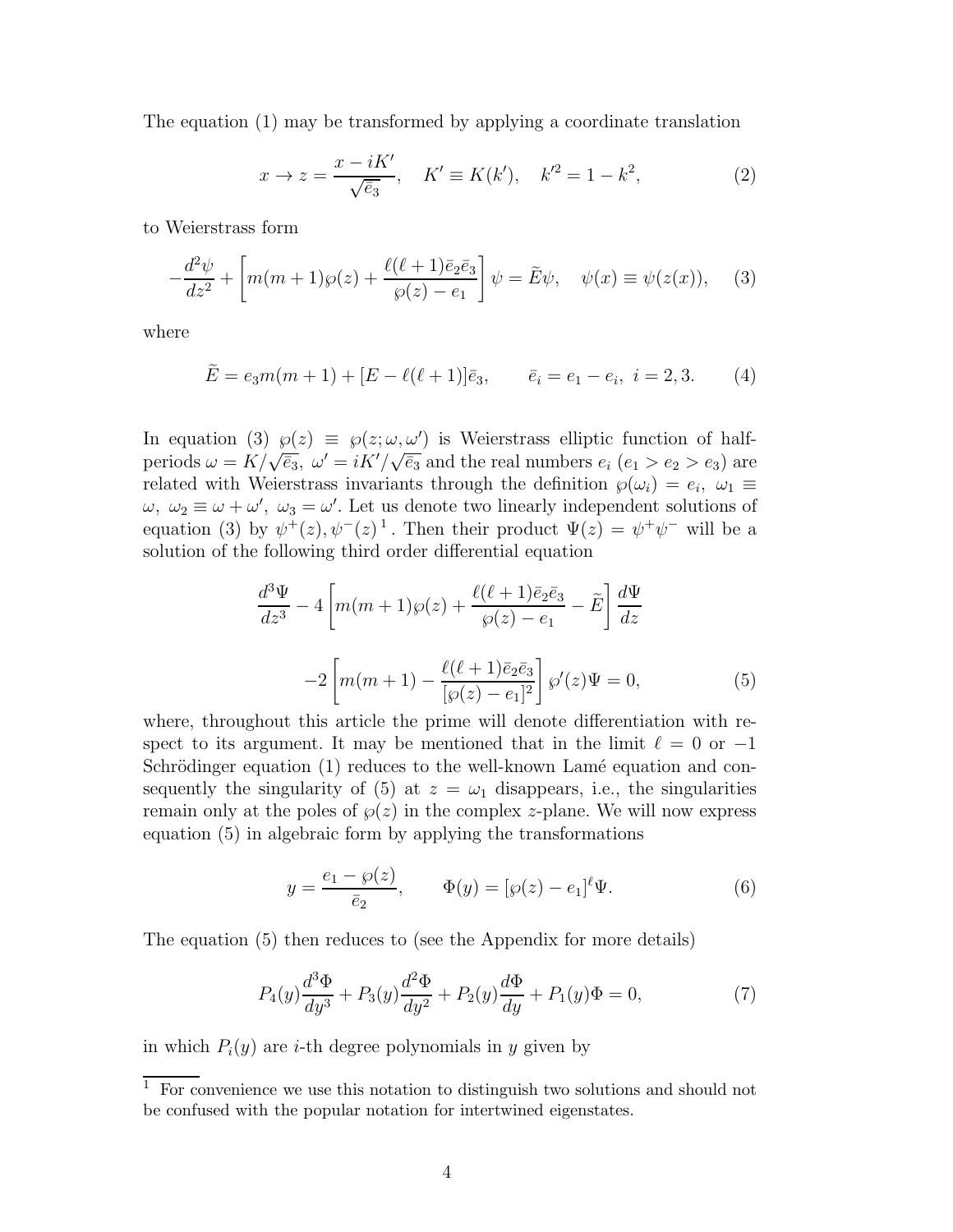The equation (1) may be transformed by applying a coordinate translation

$$x \to z = \frac{x - iK'}{\sqrt{\bar{e}_3}}, \quad K' \equiv K(k'), \quad k'^2 = 1 - k^2, \tag{2}$$

to Weierstrass form

$$-\frac{d^2\psi}{dz^2} + \left[ m(m+1)\wp(z) + \frac{\ell(\ell+1)\bar{e}_2\bar{e}_3}{\wp(z) - e_1} \right] \psi = \widetilde{E}\psi, \quad \psi(x) \equiv \psi(z(x)), \tag{3}$$

where

$$\widetilde{E} = e_3 m(m+1) + [E - \ell(\ell+1)]\bar{e}_3, \qquad \bar{e}_i = e_1 - e_i, \ i = 2, 3. \tag{4}$$

In equation (3) $\wp(z) \equiv \wp(z; \omega, \omega')$ is Weierstrass elliptic function of half-periods $\omega = K/\sqrt{\bar{e}_3}$, $\omega' = iK'/\sqrt{\bar{e}_3}$ and the real numbers $e_i$ ($e_1 > e_2 > e_3$) are related with Weierstrass invariants through the definition $\wp(\omega_i) = e_i$, $\omega_1 \equiv \omega$, $\omega_2 \equiv \omega + \omega'$, $\omega_3 = \omega'$. Let us denote two linearly independent solutions of equation (3) by $\psi^+(z), \psi^-(z)$ [1]. Then their product $\Psi(z) = \psi^+\psi^-$ will be a solution of the following third order differential equation

$$\frac{d^3\Psi}{dz^3} - 4\left[ m(m+1)\wp(z) + \frac{\ell(\ell+1)\bar{e}_2\bar{e}_3}{\wp(z) - e_1} - \widetilde{E} \right] \frac{d\Psi}{dz}$$

$$-2\left[ m(m+1) - \frac{\ell(\ell+1)\bar{e}_2\bar{e}_3}{[\wp(z) - e_1]^2} \right] \wp'(z)\Psi = 0, \tag{5}$$

where, throughout this article the prime will denote differentiation with respect to its argument. It may be mentioned that in the limit $\ell = 0$ or $-1$ Schrödinger equation (1) reduces to the well-known Lamé equation and consequently the singularity of (5) at $z = \omega_1$ disappears, i.e., the singularities remain only at the poles of $\wp(z)$ in the complex $z$-plane. We will now express equation (5) in algebraic form by applying the transformations

$$y = \frac{e_1 - \wp(z)}{\bar{e}_2}, \qquad \Phi(y) = [\wp(z) - e_1]^{\ell}\Psi. \tag{6}$$

The equation (5) then reduces to (see the Appendix for more details)

$$P_4(y)\frac{d^3\Phi}{dy^3} + P_3(y)\frac{d^2\Phi}{dy^2} + P_2(y)\frac{d\Phi}{dy} + P_1(y)\Phi = 0, \tag{7}$$

in which $P_i(y)$ are $i$-th degree polynomials in $y$ given by

[1] For convenience we use this notation to distinguish two solutions and should not be confused with the popular notation for intertwined eigenstates.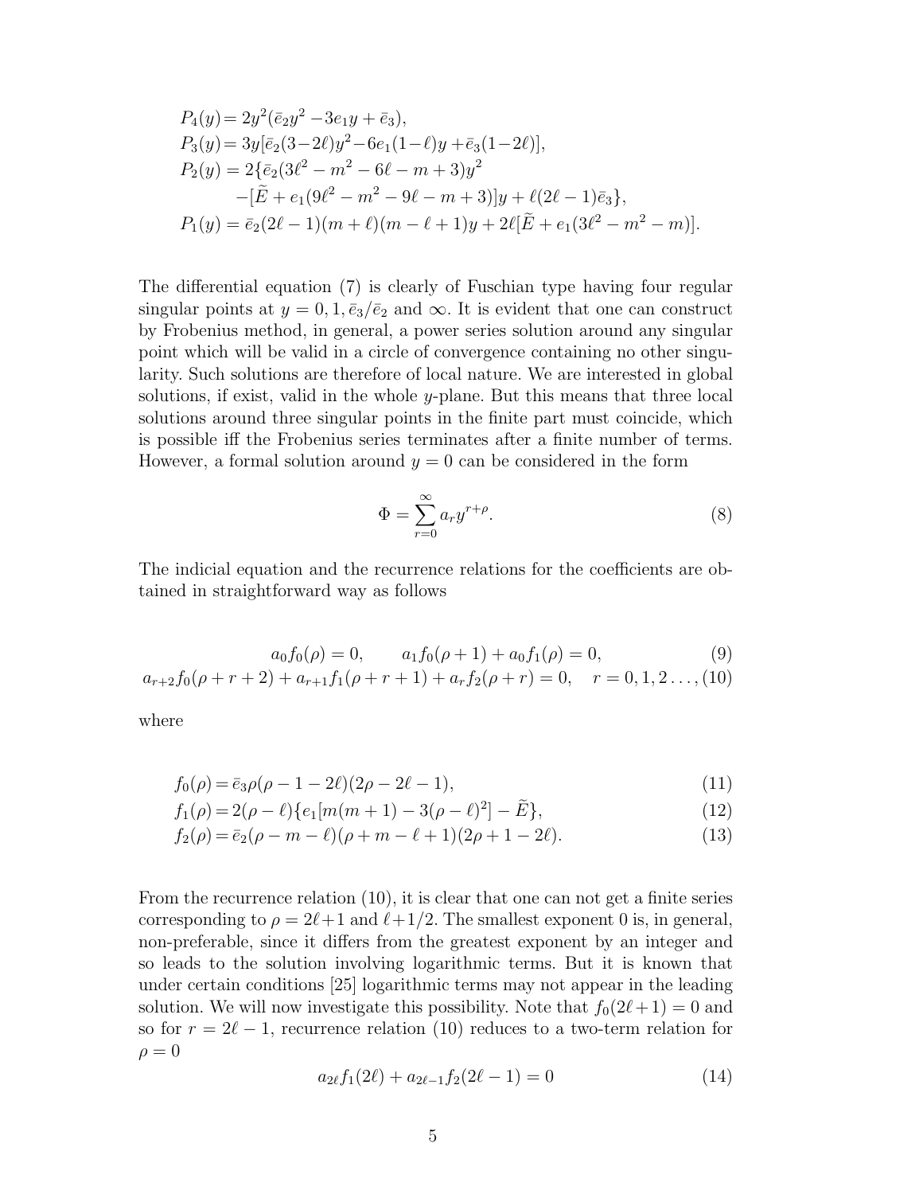$$
\begin{aligned}
P_4(y) &= 2y^2(\bar{e}_2 y^2 - 3e_1 y + \bar{e}_3),\\
P_3(y) &= 3y[\bar{e}_2(3-2\ell)y^2 - 6e_1(1-\ell)y + \bar{e}_3(1-2\ell)],\\
P_2(y) &= 2\{\bar{e}_2(3\ell^2 - m^2 - 6\ell - m + 3)y^2\\
&\quad -[\widetilde{E} + e_1(9\ell^2 - m^2 - 9\ell - m + 3)]y + \ell(2\ell-1)\bar{e}_3\},\\
P_1(y) &= \bar{e}_2(2\ell-1)(m+\ell)(m-\ell+1)y + 2\ell[\widetilde{E} + e_1(3\ell^2 - m^2 - m)].
\end{aligned}
$$

The differential equation (7) is clearly of Fuschian type having four regular singular points at $y = 0, 1, \bar{e}_3/\bar{e}_2$ and $\infty$. It is evident that one can construct by Frobenius method, in general, a power series solution around any singular point which will be valid in a circle of convergence containing no other singularity. Such solutions are therefore of local nature. We are interested in global solutions, if exist, valid in the whole $y$-plane. But this means that three local solutions around three singular points in the finite part must coincide, which is possible iff the Frobenius series terminates after a finite number of terms. However, a formal solution around $y = 0$ can be considered in the form

$$
\Phi = \sum_{r=0}^{\infty} a_r y^{r+\rho}. \tag{8}
$$

The indicial equation and the recurrence relations for the coefficients are obtained in straightforward way as follows

$$
a_0 f_0(\rho) = 0, \qquad a_1 f_0(\rho+1) + a_0 f_1(\rho) = 0, \tag{9}
$$

$$
a_{r+2} f_0(\rho+r+2) + a_{r+1} f_1(\rho+r+1) + a_r f_2(\rho+r) = 0, \quad r = 0, 1, 2\ldots, \tag{10}
$$

where

$$
f_0(\rho) = \bar{e}_3 \rho(\rho - 1 - 2\ell)(2\rho - 2\ell - 1), \tag{11}
$$

$$
f_1(\rho) = 2(\rho - \ell)\{e_1[m(m+1) - 3(\rho-\ell)^2] - \widetilde{E}\}, \tag{12}
$$

$$
f_2(\rho) = \bar{e}_2(\rho - m - \ell)(\rho + m - \ell + 1)(2\rho + 1 - 2\ell). \tag{13}
$$

From the recurrence relation (10), it is clear that one can not get a finite series corresponding to $\rho = 2\ell+1$ and $\ell+1/2$. The smallest exponent 0 is, in general, non-preferable, since it differs from the greatest exponent by an integer and so leads to the solution involving logarithmic terms. But it is known that under certain conditions [25] logarithmic terms may not appear in the leading solution. We will now investigate this possibility. Note that $f_0(2\ell+1) = 0$ and so for $r = 2\ell - 1$, recurrence relation (10) reduces to a two-term relation for $\rho = 0$

$$
a_{2\ell} f_1(2\ell) + a_{2\ell-1} f_2(2\ell-1) = 0 \tag{14}
$$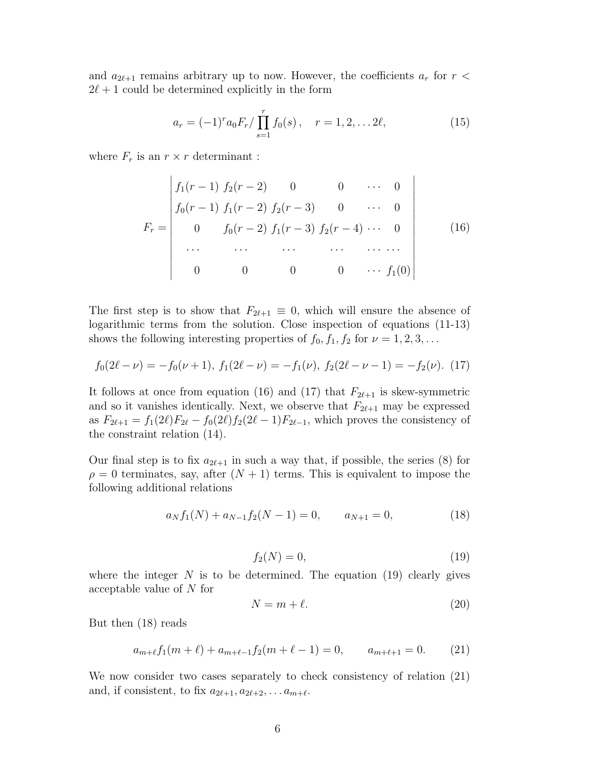and $a_{2\ell+1}$ remains arbitrary up to now. However, the coefficients $a_r$ for $r < 2\ell + 1$ could be determined explicitly in the form

$$a_r = (-1)^r a_0 F_r / \prod_{s=1}^{r} f_0(s) \,, \quad r = 1, 2, \ldots 2\ell, \tag{15}$$

where $F_r$ is an $r \times r$ determinant :

$$F_r = \begin{vmatrix} f_1(r-1) & f_2(r-2) & 0 & 0 & \cdots & 0 \\ f_0(r-1) & f_1(r-2) & f_2(r-3) & 0 & \cdots & 0 \\ 0 & f_0(r-2) & f_1(r-3) & f_2(r-4) & \cdots & 0 \\ \cdots & \cdots & \cdots & \cdots & \cdots & \cdots \\ 0 & 0 & 0 & 0 & \cdots & f_1(0) \end{vmatrix} \tag{16}$$

The first step is to show that $F_{2\ell+1} \equiv 0$, which will ensure the absence of logarithmic terms from the solution. Close inspection of equations (11-13) shows the following interesting properties of $f_0, f_1, f_2$ for $\nu = 1, 2, 3, \ldots$

$$f_0(2\ell - \nu) = -f_0(\nu + 1), \; f_1(2\ell - \nu) = -f_1(\nu), \; f_2(2\ell - \nu - 1) = -f_2(\nu). \tag{17}$$

It follows at once from equation (16) and (17) that $F_{2\ell+1}$ is skew-symmetric and so it vanishes identically. Next, we observe that $F_{2\ell+1}$ may be expressed as $F_{2\ell+1} = f_1(2\ell)F_{2\ell} - f_0(2\ell)f_2(2\ell-1)F_{2\ell-1}$, which proves the consistency of the constraint relation (14).

Our final step is to fix $a_{2\ell+1}$ in such a way that, if possible, the series (8) for $\rho = 0$ terminates, say, after $(N+1)$ terms. This is equivalent to impose the following additional relations

$$a_N f_1(N) + a_{N-1} f_2(N-1) = 0, \qquad a_{N+1} = 0, \tag{18}$$

$$f_2(N) = 0, \tag{19}$$

where the integer $N$ is to be determined. The equation (19) clearly gives acceptable value of $N$ for

$$N = m + \ell. \tag{20}$$

But then (18) reads

$$a_{m+\ell} f_1(m+\ell) + a_{m+\ell-1} f_2(m+\ell-1) = 0, \qquad a_{m+\ell+1} = 0. \tag{21}$$

We now consider two cases separately to check consistency of relation (21) and, if consistent, to fix $a_{2\ell+1}, a_{2\ell+2}, \ldots a_{m+\ell}$.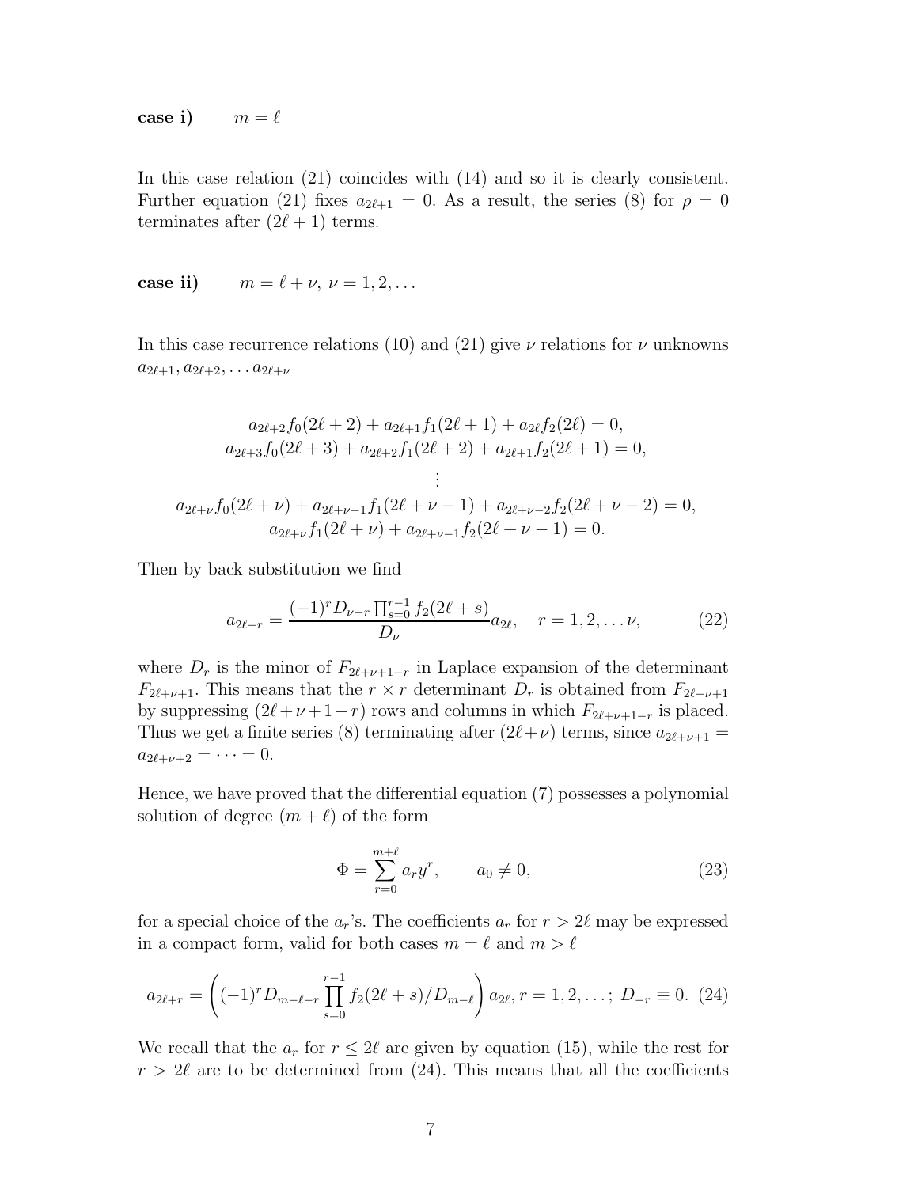**case i)** $\quad m = \ell$

In this case relation (21) coincides with (14) and so it is clearly consistent. Further equation (21) fixes $a_{2\ell+1} = 0$. As a result, the series (8) for $\rho = 0$ terminates after $(2\ell + 1)$ terms.

**case ii)** $\quad m = \ell + \nu,\ \nu = 1, 2, \ldots$

In this case recurrence relations (10) and (21) give $\nu$ relations for $\nu$ unknowns $a_{2\ell+1}, a_{2\ell+2}, \ldots a_{2\ell+\nu}$

$$
\begin{gathered}
a_{2\ell+2} f_0(2\ell+2) + a_{2\ell+1} f_1(2\ell+1) + a_{2\ell} f_2(2\ell) = 0, \\
a_{2\ell+3} f_0(2\ell+3) + a_{2\ell+2} f_1(2\ell+2) + a_{2\ell+1} f_2(2\ell+1) = 0, \\
\vdots \\
a_{2\ell+\nu} f_0(2\ell+\nu) + a_{2\ell+\nu-1} f_1(2\ell+\nu-1) + a_{2\ell+\nu-2} f_2(2\ell+\nu-2) = 0, \\
a_{2\ell+\nu} f_1(2\ell+\nu) + a_{2\ell+\nu-1} f_2(2\ell+\nu-1) = 0.
\end{gathered}
$$

Then by back substitution we find

$$
a_{2\ell+r} = \frac{(-1)^r D_{\nu-r} \prod_{s=0}^{r-1} f_2(2\ell+s)}{D_\nu} a_{2\ell}, \quad r = 1, 2, \ldots \nu, \tag{22}
$$

where $D_r$ is the minor of $F_{2\ell+\nu+1-r}$ in Laplace expansion of the determinant $F_{2\ell+\nu+1}$. This means that the $r \times r$ determinant $D_r$ is obtained from $F_{2\ell+\nu+1}$ by suppressing $(2\ell+\nu+1-r)$ rows and columns in which $F_{2\ell+\nu+1-r}$ is placed. Thus we get a finite series (8) terminating after $(2\ell+\nu)$ terms, since $a_{2\ell+\nu+1} = a_{2\ell+\nu+2} = \cdots = 0$.

Hence, we have proved that the differential equation (7) possesses a polynomial solution of degree $(m + \ell)$ of the form

$$
\Phi = \sum_{r=0}^{m+\ell} a_r y^r, \qquad a_0 \neq 0, \tag{23}
$$

for a special choice of the $a_r$'s. The coefficients $a_r$ for $r > 2\ell$ may be expressed in a compact form, valid for both cases $m = \ell$ and $m > \ell$

$$
a_{2\ell+r} = \left( (-1)^r D_{m-\ell-r} \prod_{s=0}^{r-1} f_2(2\ell+s) / D_{m-\ell} \right) a_{2\ell}, r = 1, 2, \ldots;\ D_{-r} \equiv 0. \tag{24}
$$

We recall that the $a_r$ for $r \leq 2\ell$ are given by equation (15), while the rest for $r > 2\ell$ are to be determined from (24). This means that all the coefficients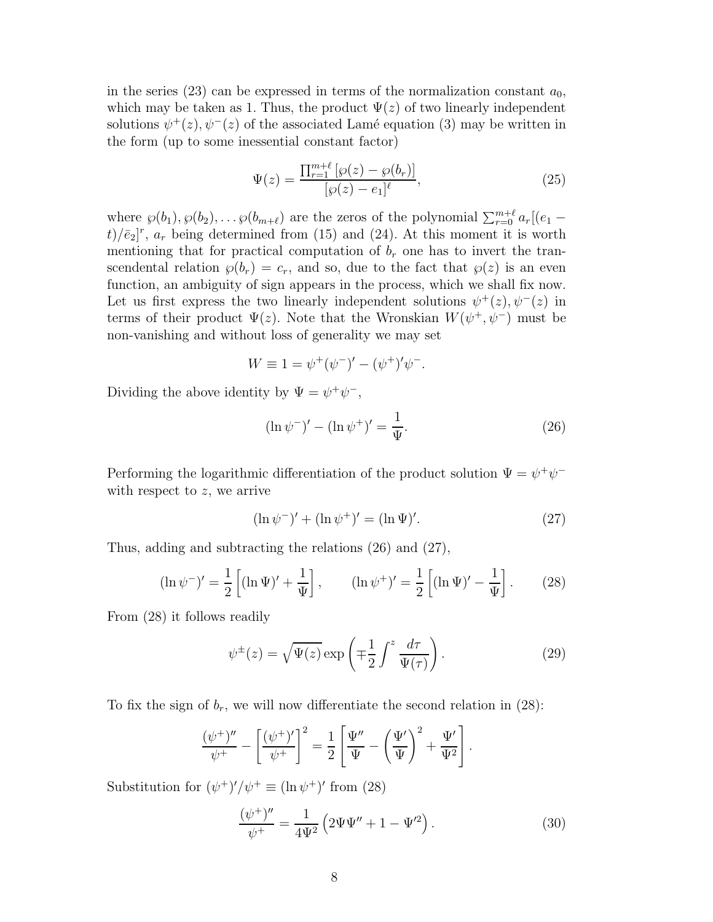in the series (23) can be expressed in terms of the normalization constant $a_0$, which may be taken as 1. Thus, the product $\Psi(z)$ of two linearly independent solutions $\psi^+(z), \psi^-(z)$ of the associated Lamé equation (3) may be written in the form (up to some inessential constant factor)

$$\Psi(z) = \frac{\prod_{r=1}^{m+\ell} [\wp(z) - \wp(b_r)]}{[\wp(z) - e_1]^\ell}, \tag{25}$$

where $\wp(b_1), \wp(b_2), \ldots \wp(b_{m+\ell})$ are the zeros of the polynomial $\sum_{r=0}^{m+\ell} a_r[(e_1 - t)/\bar{e}_2]^r$, $a_r$ being determined from (15) and (24). At this moment it is worth mentioning that for practical computation of $b_r$ one has to invert the transcendental relation $\wp(b_r) = c_r$, and so, due to the fact that $\wp(z)$ is an even function, an ambiguity of sign appears in the process, which we shall fix now. Let us first express the two linearly independent solutions $\psi^+(z), \psi^-(z)$ in terms of their product $\Psi(z)$. Note that the Wronskian $W(\psi^+, \psi^-)$ must be non-vanishing and without loss of generality we may set

$$W \equiv 1 = \psi^+(\psi^-)' - (\psi^+)'\psi^-.$$

Dividing the above identity by $\Psi = \psi^+\psi^-$,

$$(\ln \psi^-)' - (\ln \psi^+)' = \frac{1}{\Psi}. \tag{26}$$

Performing the logarithmic differentiation of the product solution $\Psi = \psi^+\psi^-$ with respect to $z$, we arrive

$$(\ln \psi^-)' + (\ln \psi^+)' = (\ln \Psi)'. \tag{27}$$

Thus, adding and subtracting the relations (26) and (27),

$$(\ln \psi^-)' = \frac{1}{2}\left[(\ln \Psi)' + \frac{1}{\Psi}\right], \qquad (\ln \psi^+)' = \frac{1}{2}\left[(\ln \Psi)' - \frac{1}{\Psi}\right]. \tag{28}$$

From (28) it follows readily

$$\psi^\pm(z) = \sqrt{\Psi(z)} \exp\left(\mp\frac{1}{2}\int^z \frac{d\tau}{\Psi(\tau)}\right). \tag{29}$$

To fix the sign of $b_r$, we will now differentiate the second relation in (28):

$$\frac{(\psi^+)''}{\psi^+} - \left[\frac{(\psi^+)'}{\psi^+}\right]^2 = \frac{1}{2}\left[\frac{\Psi''}{\Psi} - \left(\frac{\Psi'}{\Psi}\right)^2 + \frac{\Psi'}{\Psi^2}\right].$$

Substitution for $(\psi^+)'/\psi^+ \equiv (\ln \psi^+)'$ from (28)

$$\frac{(\psi^+)''}{\psi^+} = \frac{1}{4\Psi^2}\left(2\Psi\Psi'' + 1 - \Psi'^2\right). \tag{30}$$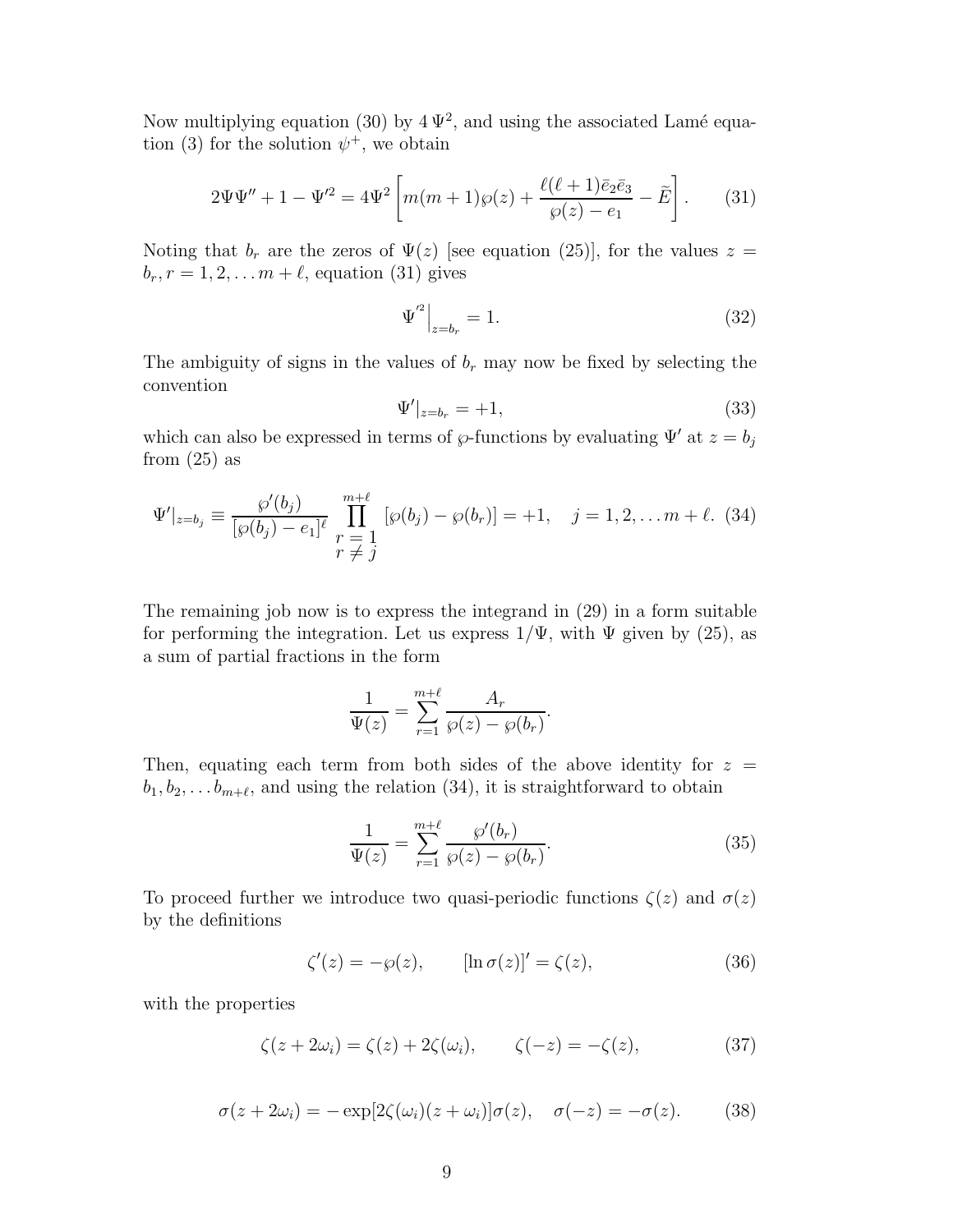Now multiplying equation (30) by $4\,\Psi^2$, and using the associated Lamé equation (3) for the solution $\psi^+$, we obtain

$$2\Psi\Psi'' + 1 - \Psi'^2 = 4\Psi^2\left[m(m+1)\wp(z) + \frac{\ell(\ell+1)\bar{e}_2\bar{e}_3}{\wp(z)-e_1} - \widetilde{E}\right]. \tag{31}$$

Noting that $b_r$ are the zeros of $\Psi(z)$ [see equation (25)], for the values $z = b_r, r = 1, 2, \ldots m+\ell$, equation (31) gives

$$\Psi^{'2}\Big|_{z=b_r} = 1. \tag{32}$$

The ambiguity of signs in the values of $b_r$ may now be fixed by selecting the convention

$$\Psi'|_{z=b_r} = +1, \tag{33}$$

which can also be expressed in terms of $\wp$-functions by evaluating $\Psi'$ at $z = b_j$ from (25) as

$$\Psi'|_{z=b_j} \equiv \frac{\wp'(b_j)}{[\wp(b_j)-e_1]^\ell}\prod_{\substack{r=1\\ r\neq j}}^{m+\ell}[\wp(b_j)-\wp(b_r)] = +1, \quad j = 1, 2, \ldots m+\ell. \tag{34}$$

The remaining job now is to express the integrand in (29) in a form suitable for performing the integration. Let us express $1/\Psi$, with $\Psi$ given by (25), as a sum of partial fractions in the form

$$\frac{1}{\Psi(z)} = \sum_{r=1}^{m+\ell}\frac{A_r}{\wp(z)-\wp(b_r)}.$$

Then, equating each term from both sides of the above identity for $z = b_1, b_2, \ldots b_{m+\ell}$, and using the relation (34), it is straightforward to obtain

$$\frac{1}{\Psi(z)} = \sum_{r=1}^{m+\ell}\frac{\wp'(b_r)}{\wp(z)-\wp(b_r)}. \tag{35}$$

To proceed further we introduce two quasi-periodic functions $\zeta(z)$ and $\sigma(z)$ by the definitions

$$\zeta'(z) = -\wp(z), \qquad [\ln\sigma(z)]' = \zeta(z), \tag{36}$$

with the properties

$$\zeta(z+2\omega_i) = \zeta(z) + 2\zeta(\omega_i), \qquad \zeta(-z) = -\zeta(z), \tag{37}$$

$$\sigma(z+2\omega_i) = -\exp[2\zeta(\omega_i)(z+\omega_i)]\sigma(z), \quad \sigma(-z) = -\sigma(z). \tag{38}$$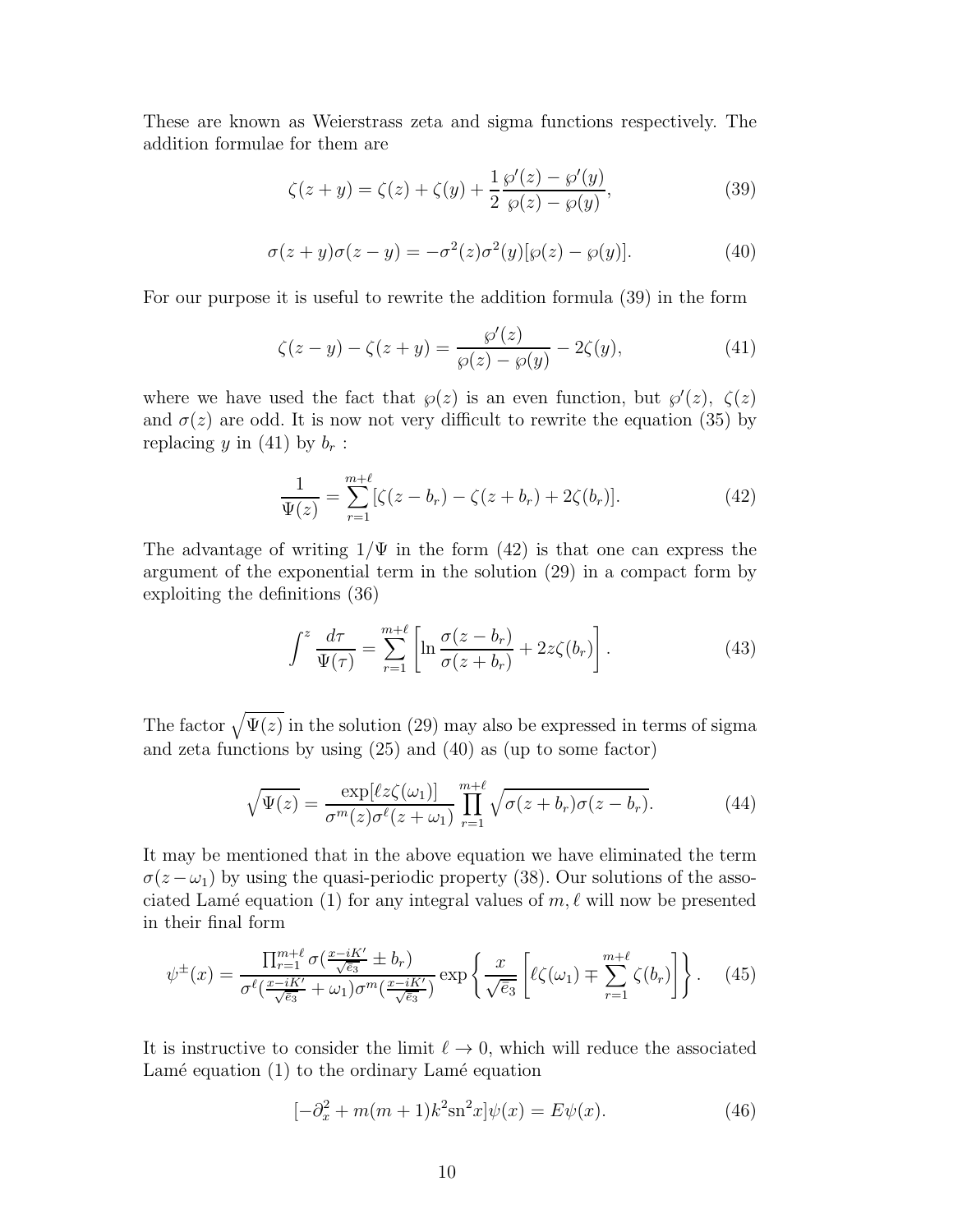These are known as Weierstrass zeta and sigma functions respectively. The addition formulae for them are

$$\zeta(z+y) = \zeta(z) + \zeta(y) + \frac{1}{2}\frac{\wp'(z) - \wp'(y)}{\wp(z) - \wp(y)}, \tag{39}$$

$$\sigma(z+y)\sigma(z-y) = -\sigma^2(z)\sigma^2(y)[\wp(z) - \wp(y)]. \tag{40}$$

For our purpose it is useful to rewrite the addition formula (39) in the form

$$\zeta(z-y) - \zeta(z+y) = \frac{\wp'(z)}{\wp(z) - \wp(y)} - 2\zeta(y), \tag{41}$$

where we have used the fact that $\wp(z)$ is an even function, but $\wp'(z)$, $\zeta(z)$ and $\sigma(z)$ are odd. It is now not very difficult to rewrite the equation (35) by replacing $y$ in (41) by $b_r$ :

$$\frac{1}{\Psi(z)} = \sum_{r=1}^{m+\ell} [\zeta(z-b_r) - \zeta(z+b_r) + 2\zeta(b_r)]. \tag{42}$$

The advantage of writing $1/\Psi$ in the form (42) is that one can express the argument of the exponential term in the solution (29) in a compact form by exploiting the definitions (36)

$$\int^z \frac{d\tau}{\Psi(\tau)} = \sum_{r=1}^{m+\ell} \left[ \ln \frac{\sigma(z-b_r)}{\sigma(z+b_r)} + 2z\zeta(b_r) \right]. \tag{43}$$

The factor $\sqrt{\Psi(z)}$ in the solution (29) may also be expressed in terms of sigma and zeta functions by using (25) and (40) as (up to some factor)

$$\sqrt{\Psi(z)} = \frac{\exp[\ell z \zeta(\omega_1)]}{\sigma^m(z)\sigma^\ell(z+\omega_1)} \prod_{r=1}^{m+\ell} \sqrt{\sigma(z+b_r)\sigma(z-b_r)}. \tag{44}$$

It may be mentioned that in the above equation we have eliminated the term $\sigma(z-\omega_1)$ by using the quasi-periodic property (38). Our solutions of the associated Lamé equation (1) for any integral values of $m, \ell$ will now be presented in their final form

$$\psi^{\pm}(x) = \frac{\prod_{r=1}^{m+\ell} \sigma(\frac{x-iK'}{\sqrt{e_3}} \pm b_r)}{\sigma^\ell(\frac{x-iK'}{\sqrt{e_3}} + \omega_1)\sigma^m(\frac{x-iK'}{\sqrt{e_3}})} \exp\left\{ \frac{x}{\sqrt{e_3}} \left[ \ell\zeta(\omega_1) \mp \sum_{r=1}^{m+\ell} \zeta(b_r) \right] \right\}. \tag{45}$$

It is instructive to consider the limit $\ell \to 0$, which will reduce the associated Lamé equation (1) to the ordinary Lamé equation

$$[-\partial_x^2 + m(m+1)k^2 \text{sn}^2 x]\psi(x) = E\psi(x). \tag{46}$$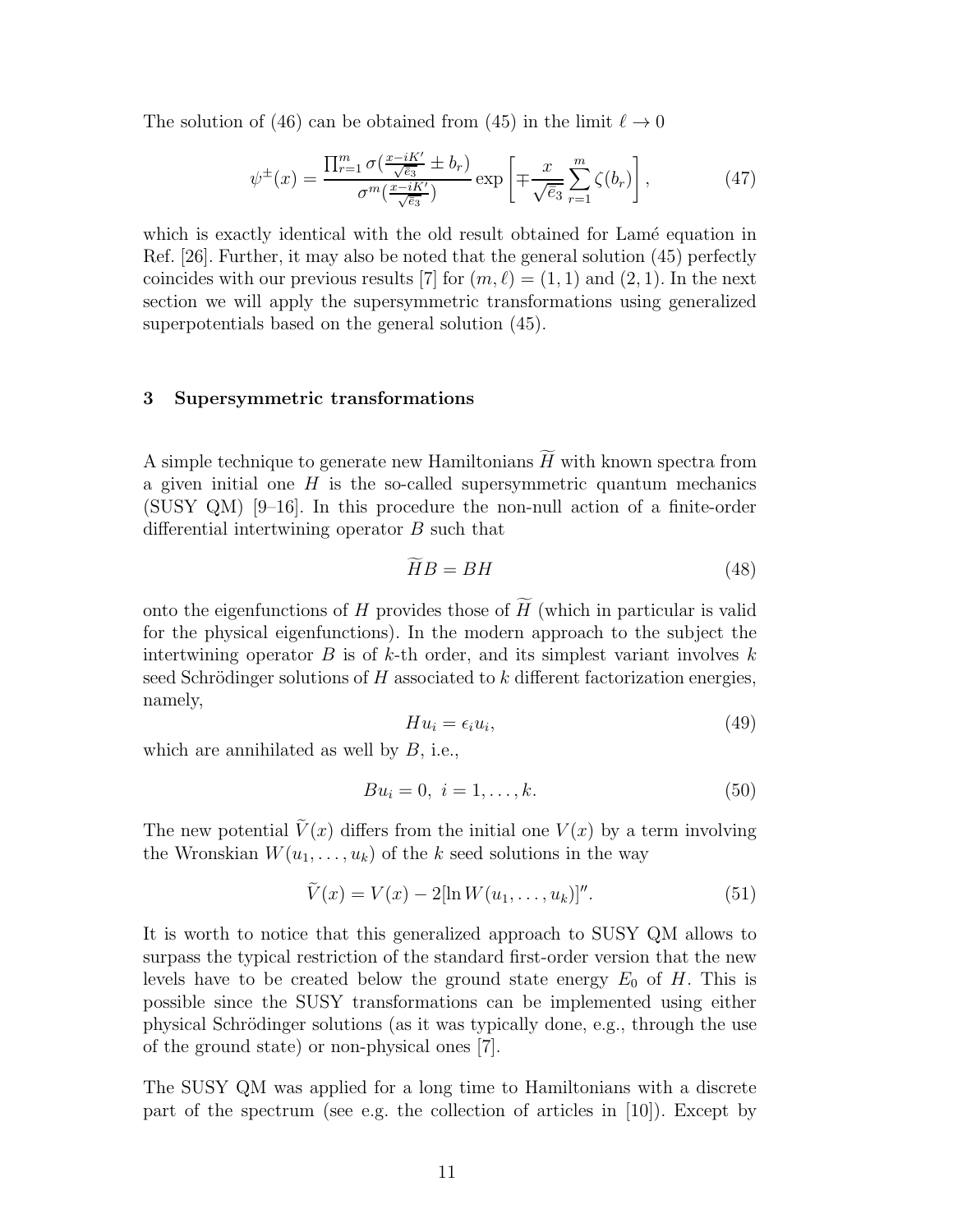The solution of (46) can be obtained from (45) in the limit $\ell \to 0$

$$\psi^{\pm}(x) = \frac{\prod_{r=1}^{m} \sigma(\frac{x-iK'}{\sqrt{\bar{e}_3}} \pm b_r)}{\sigma^m(\frac{x-iK'}{\sqrt{\bar{e}_3}})} \exp\left[\mp \frac{x}{\sqrt{\bar{e}_3}} \sum_{r=1}^{m} \zeta(b_r)\right], \tag{47}$$

which is exactly identical with the old result obtained for Lamé equation in Ref. [26]. Further, it may also be noted that the general solution (45) perfectly coincides with our previous results [7] for $(m, \ell) = (1, 1)$ and $(2, 1)$. In the next section we will apply the supersymmetric transformations using generalized superpotentials based on the general solution (45).

## 3 Supersymmetric transformations

A simple technique to generate new Hamiltonians $\widetilde{H}$ with known spectra from a given initial one $H$ is the so-called supersymmetric quantum mechanics (SUSY QM) [9–16]. In this procedure the non-null action of a finite-order differential intertwining operator $B$ such that

$$\widetilde{H}B = BH \tag{48}$$

onto the eigenfunctions of $H$ provides those of $\widetilde{H}$ (which in particular is valid for the physical eigenfunctions). In the modern approach to the subject the intertwining operator $B$ is of $k$-th order, and its simplest variant involves $k$ seed Schrödinger solutions of $H$ associated to $k$ different factorization energies, namely,

$$Hu_i = \epsilon_i u_i, \tag{49}$$

which are annihilated as well by $B$, i.e.,

$$Bu_i = 0, \; i = 1, \ldots, k. \tag{50}$$

The new potential $\widetilde{V}(x)$ differs from the initial one $V(x)$ by a term involving the Wronskian $W(u_1, \ldots, u_k)$ of the $k$ seed solutions in the way

$$\widetilde{V}(x) = V(x) - 2[\ln W(u_1, \ldots, u_k)]''. \tag{51}$$

It is worth to notice that this generalized approach to SUSY QM allows to surpass the typical restriction of the standard first-order version that the new levels have to be created below the ground state energy $E_0$ of $H$. This is possible since the SUSY transformations can be implemented using either physical Schrödinger solutions (as it was typically done, e.g., through the use of the ground state) or non-physical ones [7].

The SUSY QM was applied for a long time to Hamiltonians with a discrete part of the spectrum (see e.g. the collection of articles in [10]). Except by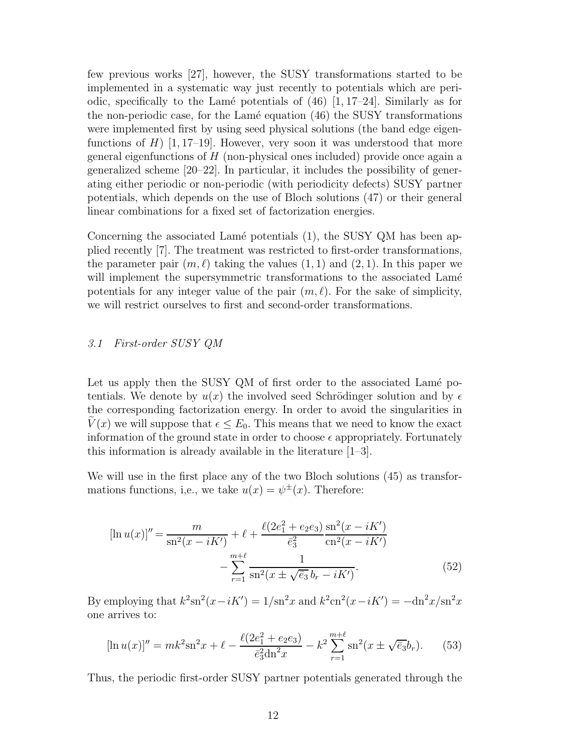few previous works [27], however, the SUSY transformations started to be implemented in a systematic way just recently to potentials which are periodic, specifically to the Lamé potentials of (46) [1, 17–24]. Similarly as for the non-periodic case, for the Lamé equation (46) the SUSY transformations were implemented first by using seed physical solutions (the band edge eigenfunctions of $H$) [1, 17–19]. However, very soon it was understood that more general eigenfunctions of $H$ (non-physical ones included) provide once again a generalized scheme [20–22]. In particular, it includes the possibility of generating either periodic or non-periodic (with periodicity defects) SUSY partner potentials, which depends on the use of Bloch solutions (47) or their general linear combinations for a fixed set of factorization energies.

Concerning the associated Lamé potentials (1), the SUSY QM has been applied recently [7]. The treatment was restricted to first-order transformations, the parameter pair $(m, \ell)$ taking the values $(1, 1)$ and $(2, 1)$. In this paper we will implement the supersymmetric transformations to the associated Lamé potentials for any integer value of the pair $(m, \ell)$. For the sake of simplicity, we will restrict ourselves to first and second-order transformations.

### *3.1 First-order SUSY QM*

Let us apply then the SUSY QM of first order to the associated Lamé potentials. We denote by $u(x)$ the involved seed Schrödinger solution and by $\epsilon$ the corresponding factorization energy. In order to avoid the singularities in $\widetilde{V}(x)$ we will suppose that $\epsilon \leq E_0$. This means that we need to know the exact information of the ground state in order to choose $\epsilon$ appropriately. Fortunately this information is already available in the literature [1–3].

We will use in the first place any of the two Bloch solutions (45) as transformations functions, i,e., we take $u(x) = \psi^{\pm}(x)$. Therefore:

$$
[\ln u(x)]'' = \frac{m}{\mathrm{sn}^2(x - iK')} + \ell + \frac{\ell(2e_1^2 + e_2 e_3)}{\bar{e}_3^2} \frac{\mathrm{sn}^2(x - iK')}{\mathrm{cn}^2(x - iK')} - \sum_{r=1}^{m+\ell} \frac{1}{\mathrm{sn}^2(x \pm \sqrt{\bar{e}_3}\, b_r - iK')}. \tag{52}
$$

By employing that $k^2\mathrm{sn}^2(x - iK') = 1/\mathrm{sn}^2 x$ and $k^2\mathrm{cn}^2(x - iK') = -\mathrm{dn}^2 x/\mathrm{sn}^2 x$ one arrives to:

$$
[\ln u(x)]'' = mk^2\mathrm{sn}^2 x + \ell - \frac{\ell(2e_1^2 + e_2 e_3)}{\bar{e}_3^2 \mathrm{dn}^2 x} - k^2 \sum_{r=1}^{m+\ell} \mathrm{sn}^2(x \pm \sqrt{\bar{e}_3} b_r). \tag{53}
$$

Thus, the periodic first-order SUSY partner potentials generated through the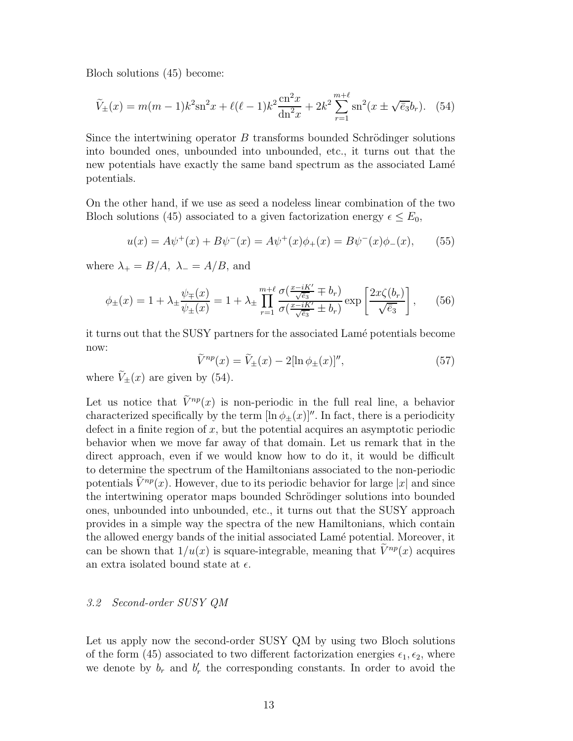Bloch solutions (45) become:

$$\widetilde{V}_{\pm}(x) = m(m-1)k^2\text{sn}^2x + \ell(\ell-1)k^2\frac{\text{cn}^2x}{\text{dn}^2x} + 2k^2\sum_{r=1}^{m+\ell}\text{sn}^2(x \pm \sqrt{\bar{e}_3}b_r). \quad (54)$$

Since the intertwining operator $B$ transforms bounded Schrödinger solutions into bounded ones, unbounded into unbounded, etc., it turns out that the new potentials have exactly the same band spectrum as the associated Lamé potentials.

On the other hand, if we use as seed a nodeless linear combination of the two Bloch solutions (45) associated to a given factorization energy $\epsilon \leq E_0$,

$$u(x) = A\psi^+(x) + B\psi^-(x) = A\psi^+(x)\phi_+(x) = B\psi^-(x)\phi_-(x), \quad (55)$$

where $\lambda_+ = B/A,\ \lambda_- = A/B$, and

$$\phi_{\pm}(x) = 1 + \lambda_{\pm}\frac{\psi_{\mp}(x)}{\psi_{\pm}(x)} = 1 + \lambda_{\pm}\prod_{r=1}^{m+\ell}\frac{\sigma(\frac{x-iK'}{\sqrt{\bar{e}_3}} \mp b_r)}{\sigma(\frac{x-iK'}{\sqrt{\bar{e}_3}} \pm b_r)}\exp\left[\frac{2x\zeta(b_r)}{\sqrt{\bar{e}_3}}\right], \quad (56)$$

it turns out that the SUSY partners for the associated Lamé potentials become now:

$$\widetilde{V}^{np}(x) = \widetilde{V}_{\pm}(x) - 2[\ln\phi_{\pm}(x)]'', \quad (57)$$

where $\widetilde{V}_{\pm}(x)$ are given by (54).

Let us notice that $\widetilde{V}^{np}(x)$ is non-periodic in the full real line, a behavior characterized specifically by the term $[\ln\phi_{\pm}(x)]''$. In fact, there is a periodicity defect in a finite region of $x$, but the potential acquires an asymptotic periodic behavior when we move far away of that domain. Let us remark that in the direct approach, even if we would know how to do it, it would be difficult to determine the spectrum of the Hamiltonians associated to the non-periodic potentials $\widetilde{V}^{np}(x)$. However, due to its periodic behavior for large $|x|$ and since the intertwining operator maps bounded Schrödinger solutions into bounded ones, unbounded into unbounded, etc., it turns out that the SUSY approach provides in a simple way the spectra of the new Hamiltonians, which contain the allowed energy bands of the initial associated Lamé potential. Moreover, it can be shown that $1/u(x)$ is square-integrable, meaning that $\widetilde{V}^{np}(x)$ acquires an extra isolated bound state at $\epsilon$.

### *3.2 Second-order SUSY QM*

Let us apply now the second-order SUSY QM by using two Bloch solutions of the form (45) associated to two different factorization energies $\epsilon_1, \epsilon_2$, where we denote by $b_r$ and $b_r'$ the corresponding constants. In order to avoid the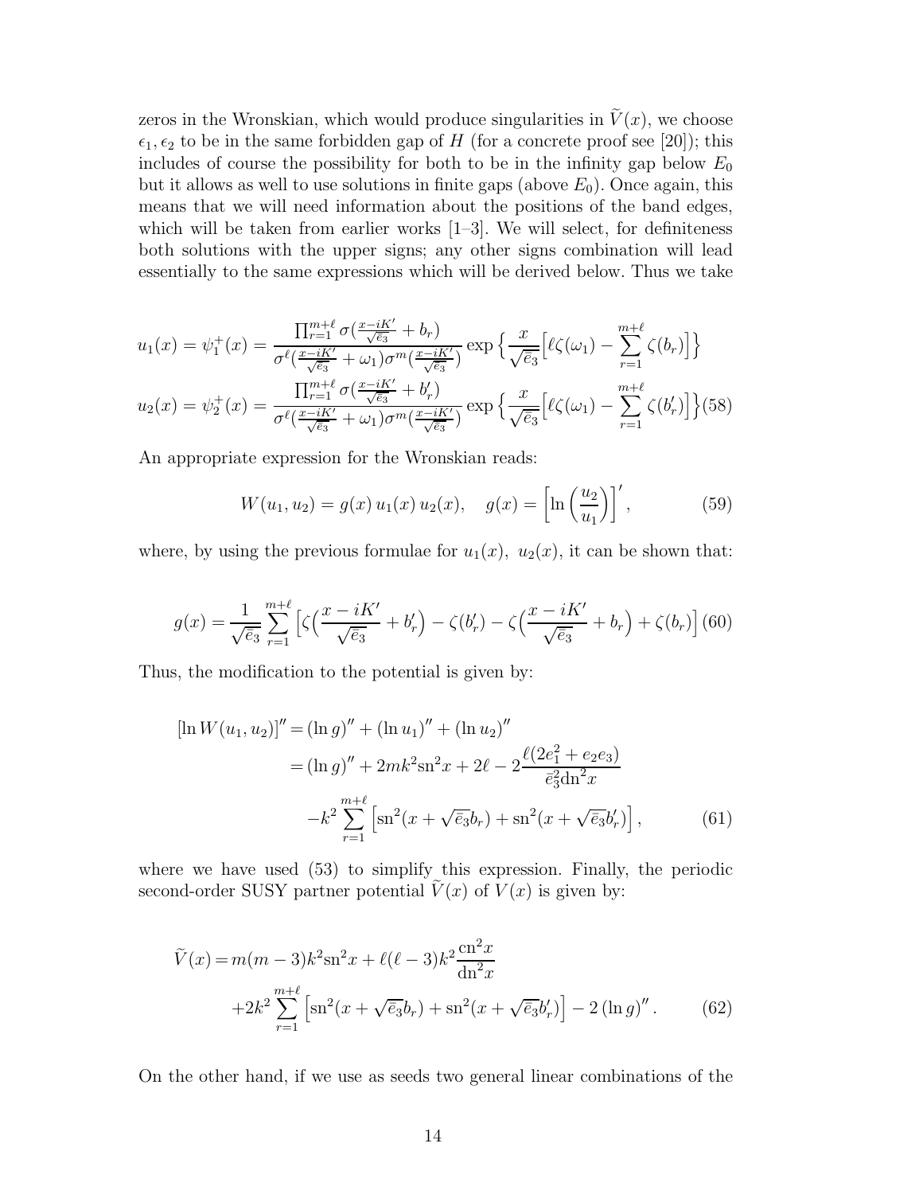zeros in the Wronskian, which would produce singularities in $\widetilde{V}(x)$, we choose $\epsilon_1, \epsilon_2$ to be in the same forbidden gap of $H$ (for a concrete proof see [20]); this includes of course the possibility for both to be in the infinity gap below $E_0$ but it allows as well to use solutions in finite gaps (above $E_0$). Once again, this means that we will need information about the positions of the band edges, which will be taken from earlier works [1–3]. We will select, for definiteness both solutions with the upper signs; any other signs combination will lead essentially to the same expressions which will be derived below. Thus we take

$$
\begin{aligned}
u_1(x) = \psi_1^+(x) &= \frac{\prod_{r=1}^{m+\ell} \sigma(\frac{x-iK'}{\sqrt{\bar{e}_3}} + b_r)}{\sigma^\ell(\frac{x-iK'}{\sqrt{\bar{e}_3}} + \omega_1)\sigma^m(\frac{x-iK'}{\sqrt{\bar{e}_3}})} \exp\Big\{ \frac{x}{\sqrt{\bar{e}_3}}\Big[\ell\zeta(\omega_1) - \sum_{r=1}^{m+\ell}\zeta(b_r)\Big]\Big\} \\
u_2(x) = \psi_2^+(x) &= \frac{\prod_{r=1}^{m+\ell} \sigma(\frac{x-iK'}{\sqrt{\bar{e}_3}} + b_r')}{\sigma^\ell(\frac{x-iK'}{\sqrt{\bar{e}_3}} + \omega_1)\sigma^m(\frac{x-iK'}{\sqrt{\bar{e}_3}})} \exp\Big\{ \frac{x}{\sqrt{\bar{e}_3}}\Big[\ell\zeta(\omega_1) - \sum_{r=1}^{m+\ell}\zeta(b_r')\Big]\Big\} \qquad (58)
\end{aligned}
$$

An appropriate expression for the Wronskian reads:

$$
W(u_1, u_2) = g(x)\, u_1(x)\, u_2(x), \quad g(x) = \Big[\ln\Big(\frac{u_2}{u_1}\Big)\Big]', \qquad (59)
$$

where, by using the previous formulae for $u_1(x),\ u_2(x)$, it can be shown that:

$$
g(x) = \frac{1}{\sqrt{\bar{e}_3}} \sum_{r=1}^{m+\ell} \Big[\zeta\Big(\frac{x-iK'}{\sqrt{\bar{e}_3}} + b_r'\Big) - \zeta(b_r') - \zeta\Big(\frac{x-iK'}{\sqrt{\bar{e}_3}} + b_r\Big) + \zeta(b_r)\Big] \qquad (60)
$$

Thus, the modification to the potential is given by:

$$
\begin{aligned}
[\ln W(u_1,u_2)]'' &= (\ln g)'' + (\ln u_1)'' + (\ln u_2)'' \\
&= (\ln g)'' + 2mk^2\mathrm{sn}^2 x + 2\ell - 2\frac{\ell(2e_1^2 + e_2 e_3)}{\bar{e}_3^2 \mathrm{dn}^2 x} \\
&\quad - k^2 \sum_{r=1}^{m+\ell}\Big[\mathrm{sn}^2(x + \sqrt{\bar{e}_3}b_r) + \mathrm{sn}^2(x + \sqrt{\bar{e}_3}b_r')\Big], \qquad (61)
\end{aligned}
$$

where we have used (53) to simplify this expression. Finally, the periodic second-order SUSY partner potential $\widetilde{V}(x)$ of $V(x)$ is given by:

$$
\begin{aligned}
\widetilde{V}(x) &= m(m-3)k^2\mathrm{sn}^2 x + \ell(\ell-3)k^2\frac{\mathrm{cn}^2 x}{\mathrm{dn}^2 x} \\
&\quad + 2k^2\sum_{r=1}^{m+\ell}\Big[\mathrm{sn}^2(x+\sqrt{\bar{e}_3}b_r) + \mathrm{sn}^2(x+\sqrt{\bar{e}_3}b_r')\Big] - 2\,(\ln g)''. \qquad (62)
\end{aligned}
$$

On the other hand, if we use as seeds two general linear combinations of the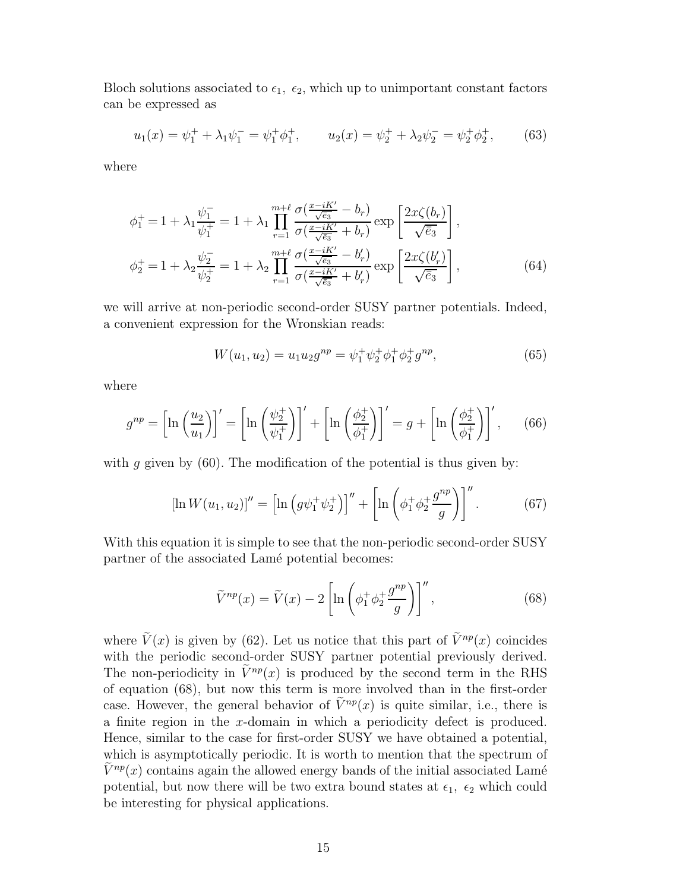Bloch solutions associated to $\epsilon_1,\ \epsilon_2$, which up to unimportant constant factors can be expressed as

$$u_1(x) = \psi_1^+ + \lambda_1 \psi_1^- = \psi_1^+ \phi_1^+, \qquad u_2(x) = \psi_2^+ + \lambda_2 \psi_2^- = \psi_2^+ \phi_2^+, \tag{63}$$

where

$$\begin{aligned}
\phi_1^+ &= 1 + \lambda_1 \frac{\psi_1^-}{\psi_1^+} = 1 + \lambda_1 \prod_{r=1}^{m+\ell} \frac{\sigma(\frac{x-iK'}{\sqrt{\bar{e}_3}} - b_r)}{\sigma(\frac{x-iK'}{\sqrt{\bar{e}_3}} + b_r)} \exp\left[\frac{2x\zeta(b_r)}{\sqrt{\bar{e}_3}}\right], \\
\phi_2^+ &= 1 + \lambda_2 \frac{\psi_2^-}{\psi_2^+} = 1 + \lambda_2 \prod_{r=1}^{m+\ell} \frac{\sigma(\frac{x-iK'}{\sqrt{\bar{e}_3}} - b_r')}{\sigma(\frac{x-iK'}{\sqrt{\bar{e}_3}} + b_r')} \exp\left[\frac{2x\zeta(b_r')}{\sqrt{\bar{e}_3}}\right],
\end{aligned} \tag{64}$$

we will arrive at non-periodic second-order SUSY partner potentials. Indeed, a convenient expression for the Wronskian reads:

$$W(u_1, u_2) = u_1 u_2 g^{np} = \psi_1^+ \psi_2^+ \phi_1^+ \phi_2^+ g^{np}, \tag{65}$$

where

$$g^{np} = \left[\ln\left(\frac{u_2}{u_1}\right)\right]' = \left[\ln\left(\frac{\psi_2^+}{\psi_1^+}\right)\right]' + \left[\ln\left(\frac{\phi_2^+}{\phi_1^+}\right)\right]' = g + \left[\ln\left(\frac{\phi_2^+}{\phi_1^+}\right)\right]', \tag{66}$$

with $g$ given by (60). The modification of the potential is thus given by:

$$[\ln W(u_1, u_2)]'' = \left[\ln\left(g\psi_1^+\psi_2^+\right)\right]'' + \left[\ln\left(\phi_1^+\phi_2^+ \frac{g^{np}}{g}\right)\right]''. \tag{67}$$

With this equation it is simple to see that the non-periodic second-order SUSY partner of the associated Lamé potential becomes:

$$\widetilde{V}^{np}(x) = \widetilde{V}(x) - 2\left[\ln\left(\phi_1^+\phi_2^+ \frac{g^{np}}{g}\right)\right]'', \tag{68}$$

where $\widetilde{V}(x)$ is given by (62). Let us notice that this part of $\widetilde{V}^{np}(x)$ coincides with the periodic second-order SUSY partner potential previously derived. The non-periodicity in $\widetilde{V}^{np}(x)$ is produced by the second term in the RHS of equation (68), but now this term is more involved than in the first-order case. However, the general behavior of $\widetilde{V}^{np}(x)$ is quite similar, i.e., there is a finite region in the $x$-domain in which a periodicity defect is produced. Hence, similar to the case for first-order SUSY we have obtained a potential, which is asymptotically periodic. It is worth to mention that the spectrum of $\widetilde{V}^{np}(x)$ contains again the allowed energy bands of the initial associated Lamé potential, but now there will be two extra bound states at $\epsilon_1,\ \epsilon_2$ which could be interesting for physical applications.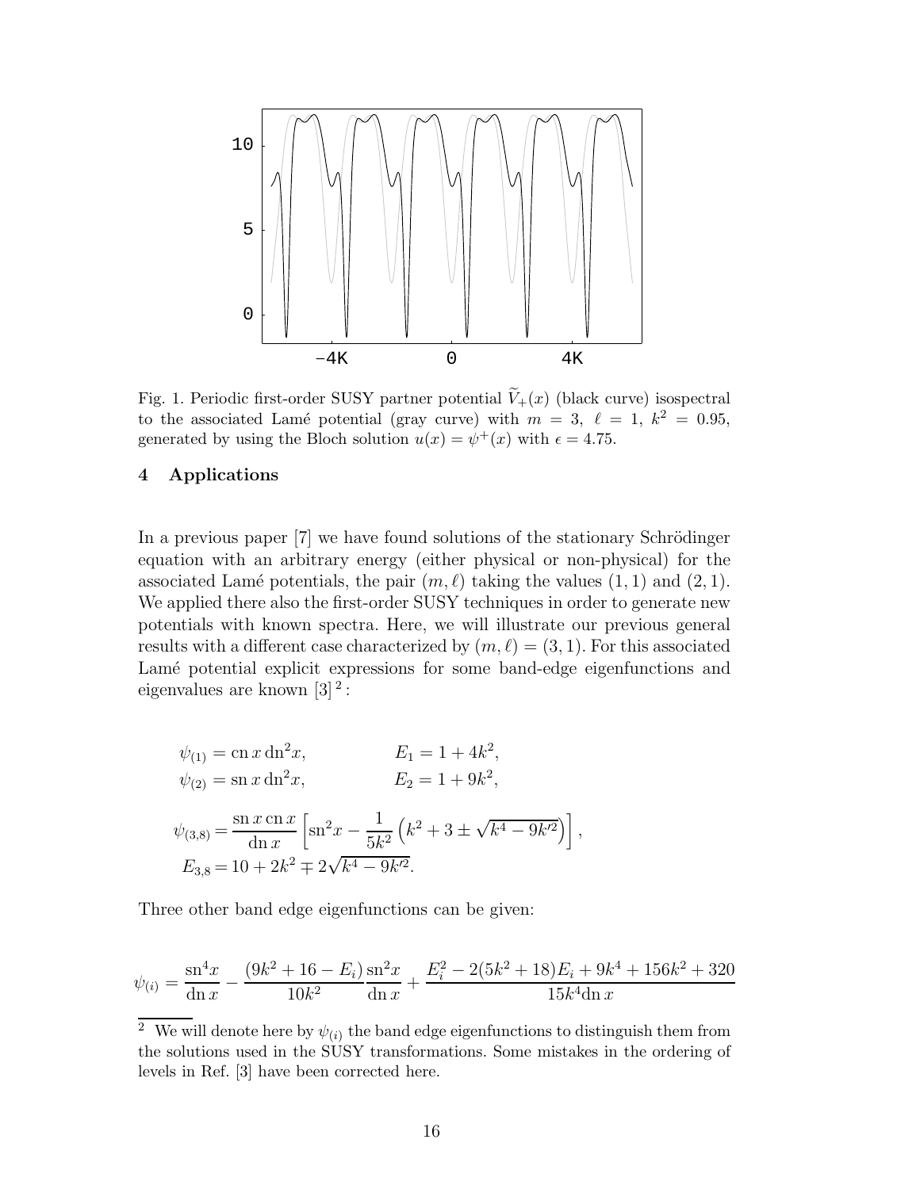Fig. 1. Periodic first-order SUSY partner potential $\widetilde{V}_+(x)$ (black curve) isospectral to the associated Lamé potential (gray curve) with $m = 3$, $\ell = 1$, $k^2 = 0.95$, generated by using the Bloch solution $u(x) = \psi^+(x)$ with $\epsilon = 4.75$.

## 4 Applications

In a previous paper [7] we have found solutions of the stationary Schrödinger equation with an arbitrary energy (either physical or non-physical) for the associated Lamé potentials, the pair $(m, \ell)$ taking the values $(1, 1)$ and $(2, 1)$. We applied there also the first-order SUSY techniques in order to generate new potentials with known spectra. Here, we will illustrate our previous general results with a different case characterized by $(m, \ell) = (3, 1)$. For this associated Lamé potential explicit expressions for some band-edge eigenfunctions and eigenvalues are known [3] [2]:

$$\psi_{(1)} = \mathrm{cn}\, x\, \mathrm{dn}^2 x, \qquad E_1 = 1 + 4k^2,$$

$$\psi_{(2)} = \mathrm{sn}\, x\, \mathrm{dn}^2 x, \qquad E_2 = 1 + 9k^2,$$

$$\psi_{(3,8)} = \frac{\mathrm{sn}\, x\, \mathrm{cn}\, x}{\mathrm{dn}\, x}\left[\mathrm{sn}^2 x - \frac{1}{5k^2}\left(k^2 + 3 \pm \sqrt{k^4 - 9k'^2}\right)\right],$$

$$E_{3,8} = 10 + 2k^2 \mp 2\sqrt{k^4 - 9k'^2}.$$

Three other band edge eigenfunctions can be given:

$$\psi_{(i)} = \frac{\mathrm{sn}^4 x}{\mathrm{dn}\, x} - \frac{(9k^2 + 16 - E_i)}{10k^2}\frac{\mathrm{sn}^2 x}{\mathrm{dn}\, x} + \frac{E_i^2 - 2(5k^2 + 18)E_i + 9k^4 + 156k^2 + 320}{15k^4 \mathrm{dn}\, x}$$

[2] We will denote here by $\psi_{(i)}$ the band edge eigenfunctions to distinguish them from the solutions used in the SUSY transformations. Some mistakes in the ordering of levels in Ref. [3] have been corrected here.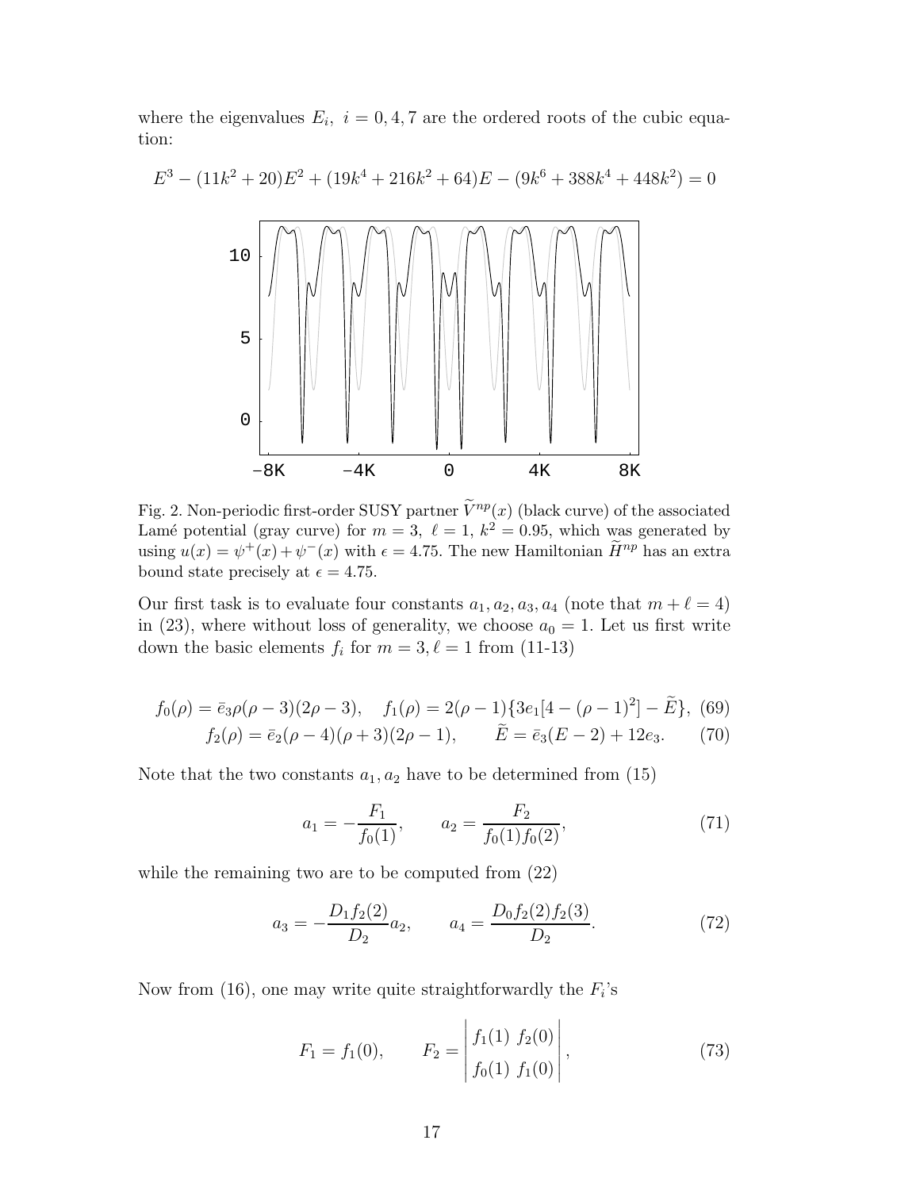where the eigenvalues $E_i,\ i = 0, 4, 7$ are the ordered roots of the cubic equation:

$$E^3 - (11k^2 + 20)E^2 + (19k^4 + 216k^2 + 64)E - (9k^6 + 388k^4 + 448k^2) = 0$$

Fig. 2. Non-periodic first-order SUSY partner $\widetilde{V}^{np}(x)$ (black curve) of the associated Lamé potential (gray curve) for $m = 3,\ \ell = 1,\ k^2 = 0.95$, which was generated by using $u(x) = \psi^+(x) + \psi^-(x)$ with $\epsilon = 4.75$. The new Hamiltonian $\widetilde{H}^{np}$ has an extra bound state precisely at $\epsilon = 4.75$.

Our first task is to evaluate four constants $a_1, a_2, a_3, a_4$ (note that $m + \ell = 4$) in (23), where without loss of generality, we choose $a_0 = 1$. Let us first write down the basic elements $f_i$ for $m = 3, \ell = 1$ from (11-13)

$$f_0(\rho) = \bar{e}_3 \rho(\rho - 3)(2\rho - 3), \quad f_1(\rho) = 2(\rho - 1)\{3e_1[4 - (\rho - 1)^2] - \widetilde{E}\}, \tag{69}$$

$$f_2(\rho) = \bar{e}_2(\rho - 4)(\rho + 3)(2\rho - 1), \qquad \widetilde{E} = \bar{e}_3(E - 2) + 12e_3. \tag{70}$$

Note that the two constants $a_1, a_2$ have to be determined from (15)

$$a_1 = -\frac{F_1}{f_0(1)}, \qquad a_2 = \frac{F_2}{f_0(1)f_0(2)}, \tag{71}$$

while the remaining two are to be computed from (22)

$$a_3 = -\frac{D_1 f_2(2)}{D_2} a_2, \qquad a_4 = \frac{D_0 f_2(2) f_2(3)}{D_2}. \tag{72}$$

Now from (16), one may write quite straightforwardly the $F_i$'s

$$F_1 = f_1(0), \qquad F_2 = \begin{vmatrix} f_1(1) & f_2(0) \\ f_0(1) & f_1(0) \end{vmatrix}, \tag{73}$$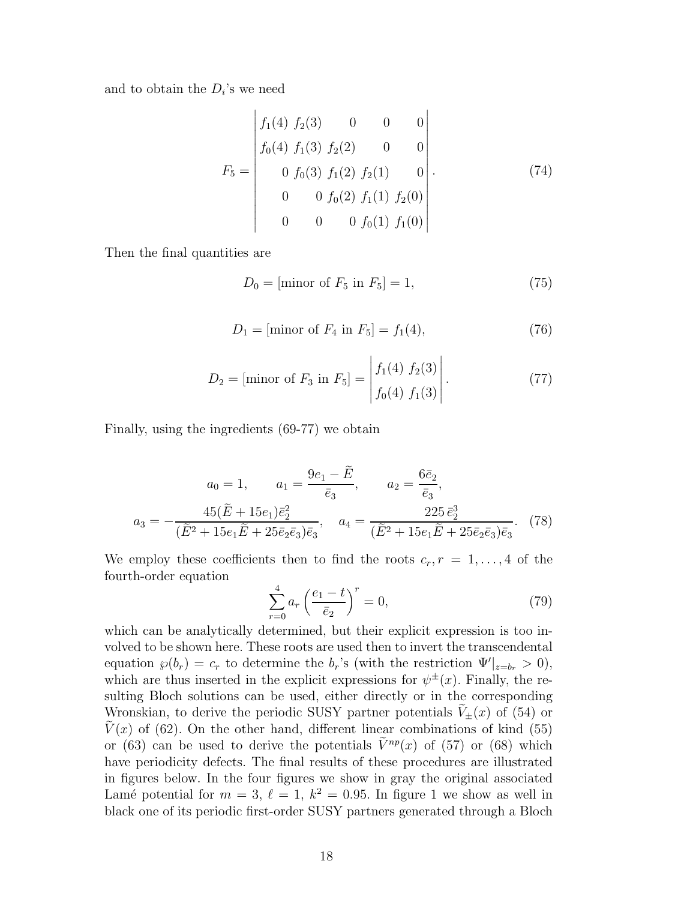and to obtain the $D_i$'s we need

$$
F_5 = \begin{vmatrix} f_1(4) & f_2(3) & 0 & 0 & 0 \\ f_0(4) & f_1(3) & f_2(2) & 0 & 0 \\ 0 & f_0(3) & f_1(2) & f_2(1) & 0 \\ 0 & 0 & f_0(2) & f_1(1) & f_2(0) \\ 0 & 0 & 0 & f_0(1) & f_1(0) \end{vmatrix}. \tag{74}
$$

Then the final quantities are

$$
D_0 = [\text{minor of } F_5 \text{ in } F_5] = 1, \tag{75}
$$

$$
D_1 = [\text{minor of } F_4 \text{ in } F_5] = f_1(4), \tag{76}
$$

$$
D_2 = [\text{minor of } F_3 \text{ in } F_5] = \begin{vmatrix} f_1(4) & f_2(3) \\ f_0(4) & f_1(3) \end{vmatrix}. \tag{77}
$$

Finally, using the ingredients (69-77) we obtain

$$
\begin{gathered}
a_0 = 1, \qquad a_1 = \frac{9e_1 - \widetilde{E}}{\bar{e}_3}, \qquad a_2 = \frac{6\bar{e}_2}{\bar{e}_3}, \\
a_3 = -\frac{45(\widetilde{E} + 15e_1)\bar{e}_2^2}{(\widetilde{E}^2 + 15e_1\widetilde{E} + 25\bar{e}_2\bar{e}_3)\bar{e}_3}, \quad a_4 = \frac{225\,\bar{e}_2^3}{(\widetilde{E}^2 + 15e_1\widetilde{E} + 25\bar{e}_2\bar{e}_3)\bar{e}_3}.
\end{gathered} \tag{78}
$$

We employ these coefficients then to find the roots $c_r, r = 1, \ldots, 4$ of the fourth-order equation

$$
\sum_{r=0}^{4} a_r \left( \frac{e_1 - t}{\bar{e}_2} \right)^r = 0, \tag{79}
$$

which can be analytically determined, but their explicit expression is too involved to be shown here. These roots are used then to invert the transcendental equation $\wp(b_r) = c_r$ to determine the $b_r$'s (with the restriction $\Psi'|_{z=b_r} > 0$), which are thus inserted in the explicit expressions for $\psi^{\pm}(x)$. Finally, the resulting Bloch solutions can be used, either directly or in the corresponding Wronskian, to derive the periodic SUSY partner potentials $\widetilde{V}_{\pm}(x)$ of (54) or $\widetilde{V}(x)$ of (62). On the other hand, different linear combinations of kind (55) or (63) can be used to derive the potentials $\widetilde{V}^{np}(x)$ of (57) or (68) which have periodicity defects. The final results of these procedures are illustrated in figures below. In the four figures we show in gray the original associated Lamé potential for $m = 3$, $\ell = 1$, $k^2 = 0.95$. In figure 1 we show as well in black one of its periodic first-order SUSY partners generated through a Bloch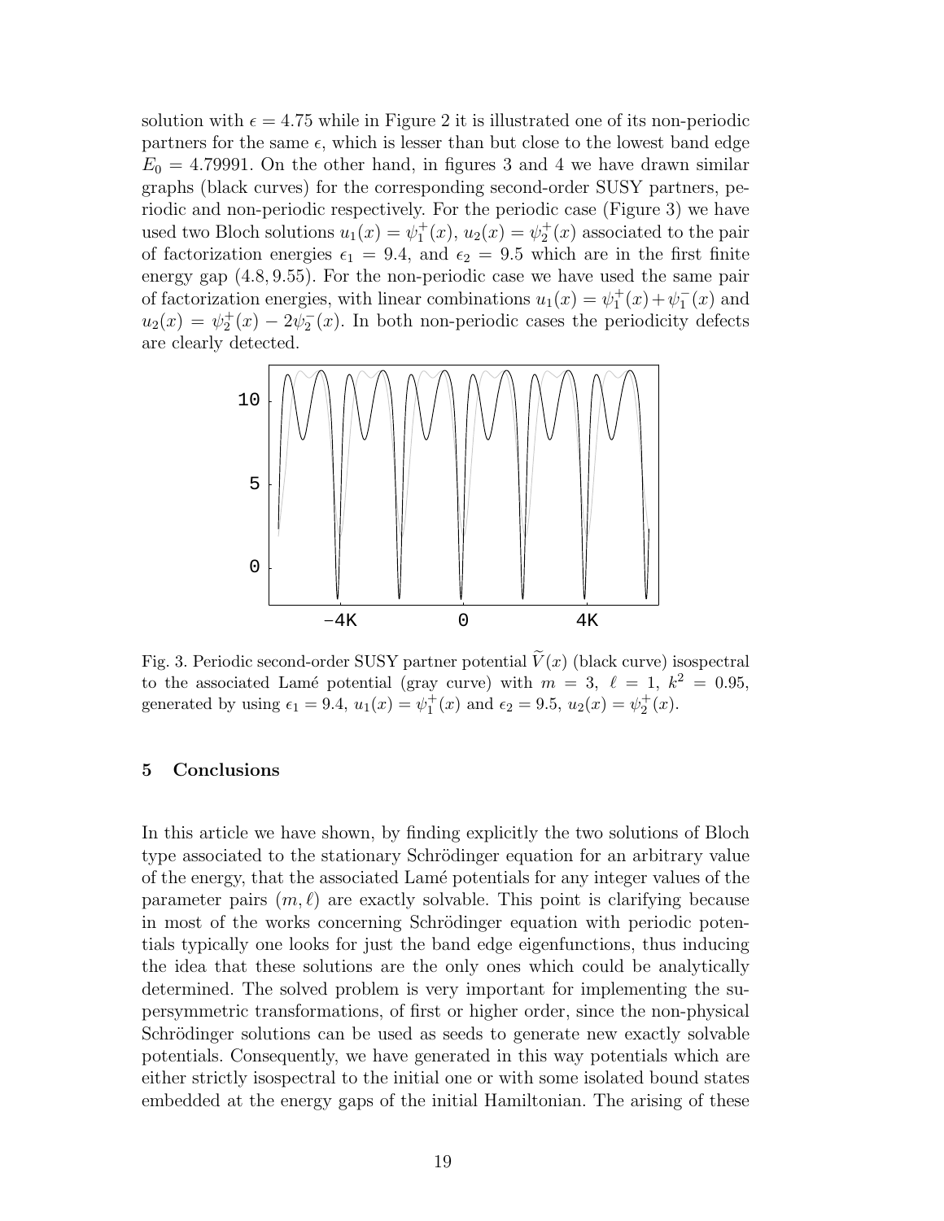solution with $\epsilon = 4.75$ while in Figure 2 it is illustrated one of its non-periodic partners for the same $\epsilon$, which is lesser than but close to the lowest band edge $E_0 = 4.79991$. On the other hand, in figures 3 and 4 we have drawn similar graphs (black curves) for the corresponding second-order SUSY partners, periodic and non-periodic respectively. For the periodic case (Figure 3) we have used two Bloch solutions $u_1(x) = \psi_1^+(x)$, $u_2(x) = \psi_2^+(x)$ associated to the pair of factorization energies $\epsilon_1 = 9.4$, and $\epsilon_2 = 9.5$ which are in the first finite energy gap $(4.8, 9.55)$. For the non-periodic case we have used the same pair of factorization energies, with linear combinations $u_1(x) = \psi_1^+(x) + \psi_1^-(x)$ and $u_2(x) = \psi_2^+(x) - 2\psi_2^-(x)$. In both non-periodic cases the periodicity defects are clearly detected.

Fig. 3. Periodic second-order SUSY partner potential $\widetilde{V}(x)$ (black curve) isospectral to the associated Lamé potential (gray curve) with $m = 3$, $\ell = 1$, $k^2 = 0.95$, generated by using $\epsilon_1 = 9.4$, $u_1(x) = \psi_1^+(x)$ and $\epsilon_2 = 9.5$, $u_2(x) = \psi_2^+(x)$.

## 5 Conclusions

In this article we have shown, by finding explicitly the two solutions of Bloch type associated to the stationary Schrödinger equation for an arbitrary value of the energy, that the associated Lamé potentials for any integer values of the parameter pairs $(m, \ell)$ are exactly solvable. This point is clarifying because in most of the works concerning Schrödinger equation with periodic potentials typically one looks for just the band edge eigenfunctions, thus inducing the idea that these solutions are the only ones which could be analytically determined. The solved problem is very important for implementing the supersymmetric transformations, of first or higher order, since the non-physical Schrödinger solutions can be used as seeds to generate new exactly solvable potentials. Consequently, we have generated in this way potentials which are either strictly isospectral to the initial one or with some isolated bound states embedded at the energy gaps of the initial Hamiltonian. The arising of these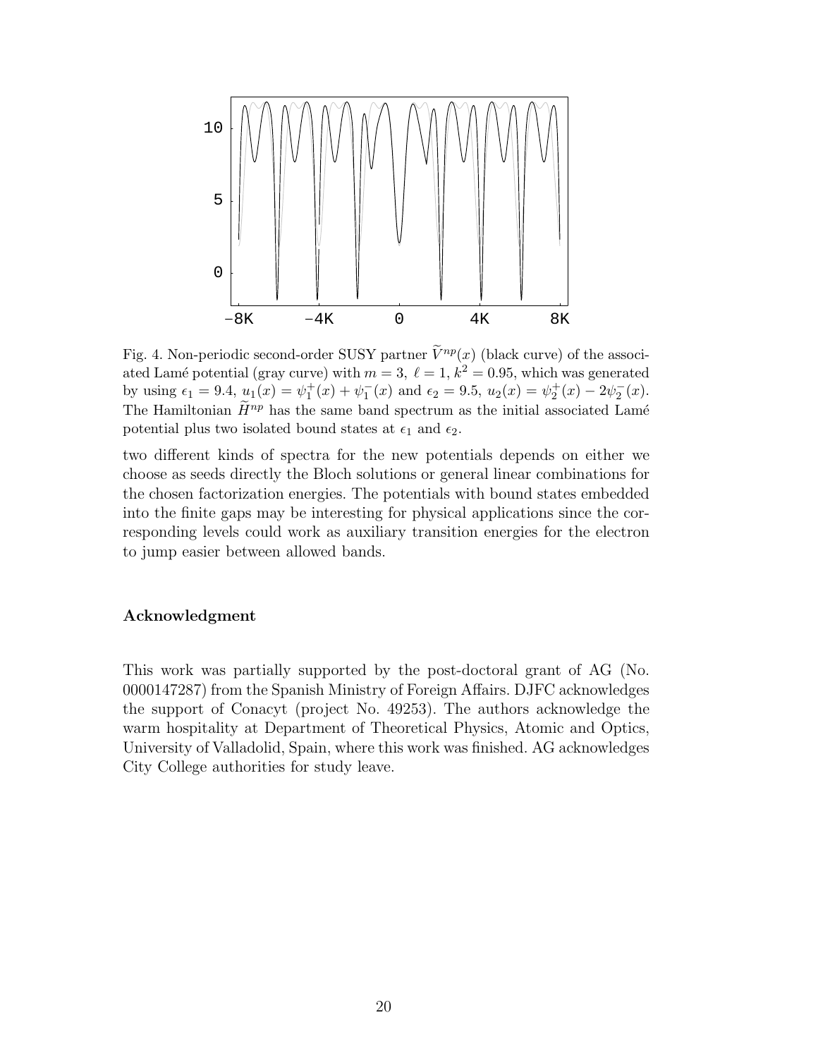Fig. 4. Non-periodic second-order SUSY partner $\widetilde{V}^{np}(x)$ (black curve) of the associated Lamé potential (gray curve) with $m = 3,\ \ell = 1,\ k^2 = 0.95$, which was generated by using $\epsilon_1 = 9.4$, $u_1(x) = \psi_1^+(x) + \psi_1^-(x)$ and $\epsilon_2 = 9.5$, $u_2(x) = \psi_2^+(x) - 2\psi_2^-(x)$. The Hamiltonian $\widetilde{H}^{np}$ has the same band spectrum as the initial associated Lamé potential plus two isolated bound states at $\epsilon_1$ and $\epsilon_2$.

two different kinds of spectra for the new potentials depends on either we choose as seeds directly the Bloch solutions or general linear combinations for the chosen factorization energies. The potentials with bound states embedded into the finite gaps may be interesting for physical applications since the corresponding levels could work as auxiliary transition energies for the electron to jump easier between allowed bands.

### Acknowledgment

This work was partially supported by the post-doctoral grant of AG (No. 0000147287) from the Spanish Ministry of Foreign Affairs. DJFC acknowledges the support of Conacyt (project No. 49253). The authors acknowledge the warm hospitality at Department of Theoretical Physics, Atomic and Optics, University of Valladolid, Spain, where this work was finished. AG acknowledges City College authorities for study leave.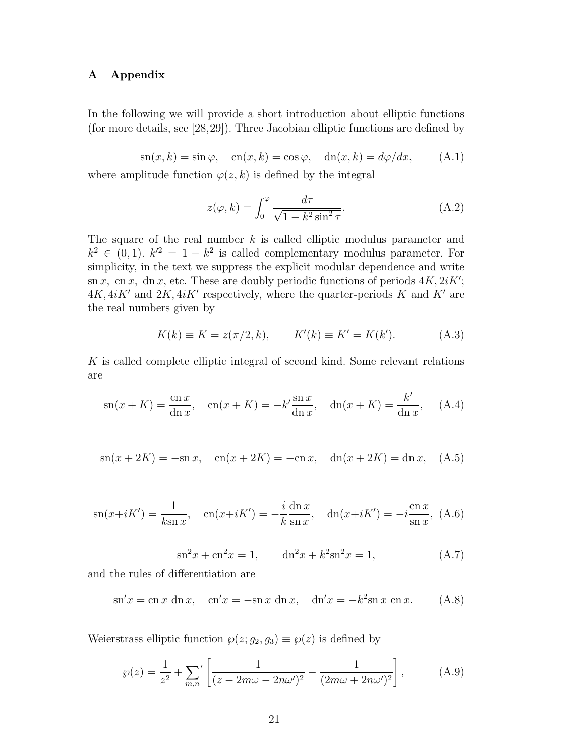# A Appendix

In the following we will provide a short introduction about elliptic functions (for more details, see [28,29]). Three Jacobian elliptic functions are defined by

$$\mathrm{sn}(x,k) = \sin\varphi, \quad \mathrm{cn}(x,k) = \cos\varphi, \quad \mathrm{dn}(x,k) = d\varphi/dx, \tag{A.1}$$

where amplitude function $\varphi(z,k)$ is defined by the integral

$$z(\varphi,k) = \int_0^{\varphi} \frac{d\tau}{\sqrt{1-k^2\sin^2\tau}}. \tag{A.2}$$

The square of the real number $k$ is called elliptic modulus parameter and $k^2 \in (0,1)$. $k'^2 = 1-k^2$ is called complementary modulus parameter. For simplicity, in the text we suppress the explicit modular dependence and write $\mathrm{sn}\,x$, $\mathrm{cn}\,x$, $\mathrm{dn}\,x$, etc. These are doubly periodic functions of periods $4K, 2iK'$; $4K, 4iK'$ and $2K, 4iK'$ respectively, where the quarter-periods $K$ and $K'$ are the real numbers given by

$$K(k) \equiv K = z(\pi/2,k), \qquad K'(k) \equiv K' = K(k'). \tag{A.3}$$

$K$ is called complete elliptic integral of second kind. Some relevant relations are

$$\mathrm{sn}(x+K) = \frac{\mathrm{cn}\,x}{\mathrm{dn}\,x}, \quad \mathrm{cn}(x+K) = -k'\frac{\mathrm{sn}\,x}{\mathrm{dn}\,x}, \quad \mathrm{dn}(x+K) = \frac{k'}{\mathrm{dn}\,x}, \tag{A.4}$$

$$\mathrm{sn}(x+2K) = -\mathrm{sn}\,x, \quad \mathrm{cn}(x+2K) = -\mathrm{cn}\,x, \quad \mathrm{dn}(x+2K) = \mathrm{dn}\,x, \tag{A.5}$$

$$\mathrm{sn}(x+iK') = \frac{1}{k\mathrm{sn}\,x}, \quad \mathrm{cn}(x+iK') = -\frac{i}{k}\frac{\mathrm{dn}\,x}{\mathrm{sn}\,x}, \quad \mathrm{dn}(x+iK') = -i\frac{\mathrm{cn}\,x}{\mathrm{sn}\,x}, \tag{A.6}$$

$$\mathrm{sn}^2x + \mathrm{cn}^2x = 1, \qquad \mathrm{dn}^2x + k^2\mathrm{sn}^2x = 1, \tag{A.7}$$

and the rules of differentiation are

$$\mathrm{sn}'x = \mathrm{cn}\,x\ \mathrm{dn}\,x, \quad \mathrm{cn}'x = -\mathrm{sn}\,x\ \mathrm{dn}\,x, \quad \mathrm{dn}'x = -k^2\mathrm{sn}\,x\ \mathrm{cn}\,x. \tag{A.8}$$

Weierstrass elliptic function $\wp(z;g_2,g_3) \equiv \wp(z)$ is defined by

$$\wp(z) = \frac{1}{z^2} + \sum_{m,n}{}' \left[\frac{1}{(z-2m\omega-2n\omega')^2} - \frac{1}{(2m\omega+2n\omega')^2}\right], \tag{A.9}$$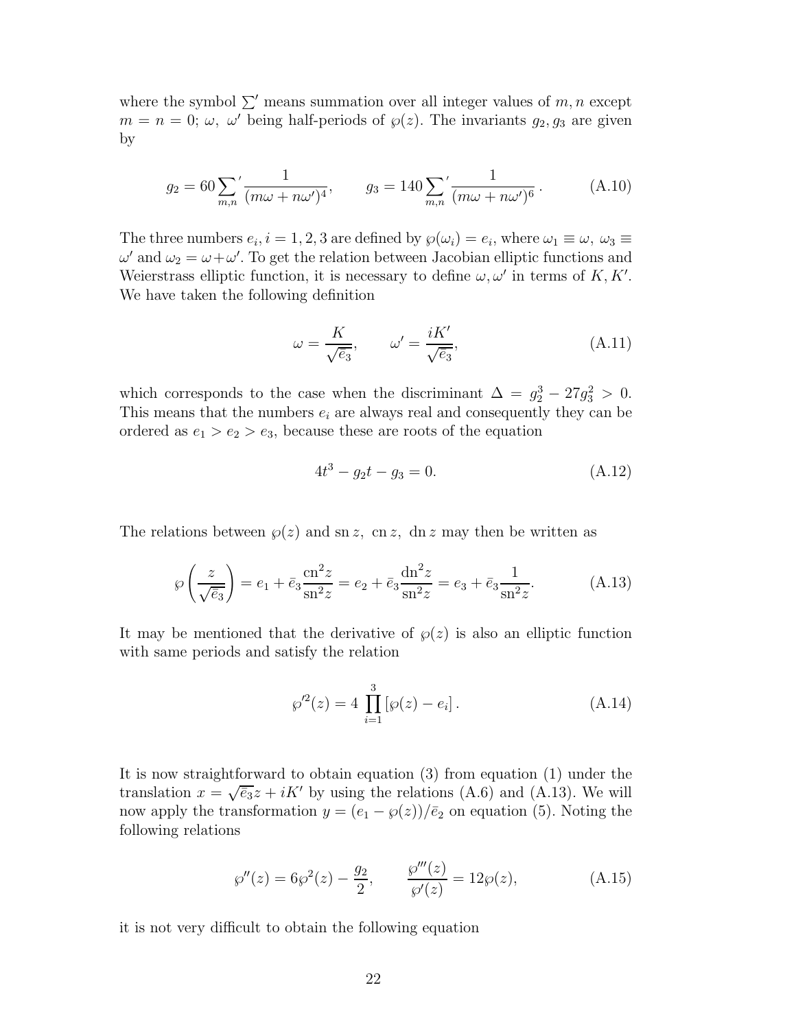where the symbol $\sum'$ means summation over all integer values of $m, n$ except $m = n = 0$; $\omega,\ \omega'$ being half-periods of $\wp(z)$. The invariants $g_2, g_3$ are given by

$$g_2 = 60 \sum_{m,n}{}' \frac{1}{(m\omega + n\omega')^4}, \qquad g_3 = 140 \sum_{m,n}{}' \frac{1}{(m\omega + n\omega')^6}\,. \tag{A.10}$$

The three numbers $e_i, i = 1, 2, 3$ are defined by $\wp(\omega_i) = e_i$, where $\omega_1 \equiv \omega,\ \omega_3 \equiv \omega'$ and $\omega_2 = \omega + \omega'$. To get the relation between Jacobian elliptic functions and Weierstrass elliptic function, it is necessary to define $\omega, \omega'$ in terms of $K, K'$. We have taken the following definition

$$\omega = \frac{K}{\sqrt{\bar{e}_3}}, \qquad \omega' = \frac{iK'}{\sqrt{\bar{e}_3}}, \tag{A.11}$$

which corresponds to the case when the discriminant $\Delta = g_2^3 - 27g_3^2 > 0$. This means that the numbers $e_i$ are always real and consequently they can be ordered as $e_1 > e_2 > e_3$, because these are roots of the equation

$$4t^3 - g_2 t - g_3 = 0. \tag{A.12}$$

The relations between $\wp(z)$ and $\mathrm{sn}\, z,\ \mathrm{cn}\, z,\ \mathrm{dn}\, z$ may then be written as

$$\wp\left(\frac{z}{\sqrt{\bar{e}_3}}\right) = e_1 + \bar{e}_3 \frac{\mathrm{cn}^2 z}{\mathrm{sn}^2 z} = e_2 + \bar{e}_3 \frac{\mathrm{dn}^2 z}{\mathrm{sn}^2 z} = e_3 + \bar{e}_3 \frac{1}{\mathrm{sn}^2 z}. \tag{A.13}$$

It may be mentioned that the derivative of $\wp(z)$ is also an elliptic function with same periods and satisfy the relation

$$\wp'^2(z) = 4\, \prod_{i=1}^{3} \left[\wp(z) - e_i\right]. \tag{A.14}$$

It is now straightforward to obtain equation (3) from equation (1) under the translation $x = \sqrt{\bar{e}_3} z + iK'$ by using the relations (A.6) and (A.13). We will now apply the transformation $y = (e_1 - \wp(z))/\bar{e}_2$ on equation (5). Noting the following relations

$$\wp''(z) = 6\wp^2(z) - \frac{g_2}{2}, \qquad \frac{\wp'''(z)}{\wp'(z)} = 12\wp(z), \tag{A.15}$$

it is not very difficult to obtain the following equation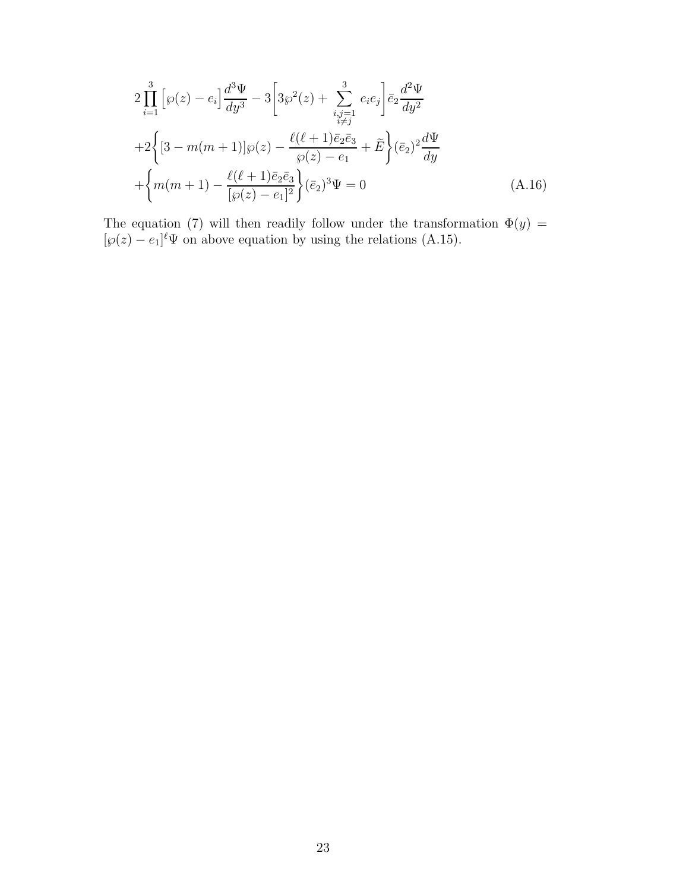$$
\begin{aligned}
&2\prod_{i=1}^{3}\Big[\wp(z)-e_i\Big]\frac{d^3\Psi}{dy^3}-3\Bigg[3\wp^2(z)+\sum_{\substack{i,j=1\\ i\neq j}}^{3}e_ie_j\Bigg]\bar{e}_2\frac{d^2\Psi}{dy^2}\\
&+2\Bigg\{[3-m(m+1)]\wp(z)-\frac{\ell(\ell+1)\bar{e}_2\bar{e}_3}{\wp(z)-e_1}+\widetilde{E}\Bigg\}(\bar{e}_2)^2\frac{d\Psi}{dy}\\
&+\Bigg\{m(m+1)-\frac{\ell(\ell+1)\bar{e}_2\bar{e}_3}{[\wp(z)-e_1]^2}\Bigg\}(\bar{e}_2)^3\Psi=0 \qquad \text{(A.16)}
\end{aligned}
$$

The equation (7) will then readily follow under the transformation $\Phi(y) = [\wp(z)-e_1]^{\ell}\Psi$ on above equation by using the relations (A.15).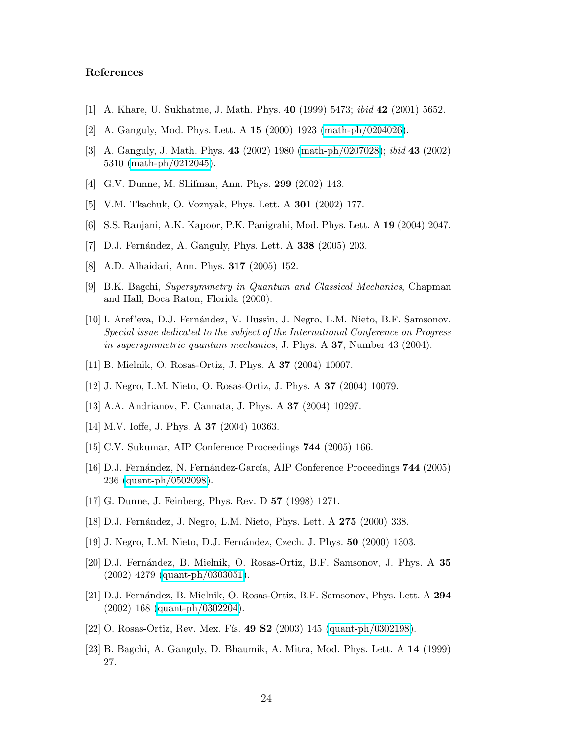## References

[1] A. Khare, U. Sukhatme, J. Math. Phys. **40** (1999) 5473; *ibid* **42** (2001) 5652.

[2] A. Ganguly, Mod. Phys. Lett. A **15** (2000) 1923 (math-ph/0204026).

[3] A. Ganguly, J. Math. Phys. **43** (2002) 1980 (math-ph/0207028); *ibid* **43** (2002) 5310 (math-ph/0212045).

[4] G.V. Dunne, M. Shifman, Ann. Phys. **299** (2002) 143.

[5] V.M. Tkachuk, O. Voznyak, Phys. Lett. A **301** (2002) 177.

[6] S.S. Ranjani, A.K. Kapoor, P.K. Panigrahi, Mod. Phys. Lett. A **19** (2004) 2047.

[7] D.J. Fernández, A. Ganguly, Phys. Lett. A **338** (2005) 203.

[8] A.D. Alhaidari, Ann. Phys. **317** (2005) 152.

[9] B.K. Bagchi, *Supersymmetry in Quantum and Classical Mechanics*, Chapman and Hall, Boca Raton, Florida (2000).

[10] I. Aref'eva, D.J. Fernández, V. Hussin, J. Negro, L.M. Nieto, B.F. Samsonov, *Special issue dedicated to the subject of the International Conference on Progress in supersymmetric quantum mechanics*, J. Phys. A **37**, Number 43 (2004).

[11] B. Mielnik, O. Rosas-Ortiz, J. Phys. A **37** (2004) 10007.

[12] J. Negro, L.M. Nieto, O. Rosas-Ortiz, J. Phys. A **37** (2004) 10079.

[13] A.A. Andrianov, F. Cannata, J. Phys. A **37** (2004) 10297.

[14] M.V. Ioffe, J. Phys. A **37** (2004) 10363.

[15] C.V. Sukumar, AIP Conference Proceedings **744** (2005) 166.

[16] D.J. Fernández, N. Fernández-García, AIP Conference Proceedings **744** (2005) 236 (quant-ph/0502098).

[17] G. Dunne, J. Feinberg, Phys. Rev. D **57** (1998) 1271.

[18] D.J. Fernández, J. Negro, L.M. Nieto, Phys. Lett. A **275** (2000) 338.

[19] J. Negro, L.M. Nieto, D.J. Fernández, Czech. J. Phys. **50** (2000) 1303.

[20] D.J. Fernández, B. Mielnik, O. Rosas-Ortiz, B.F. Samsonov, J. Phys. A **35** (2002) 4279 (quant-ph/0303051).

[21] D.J. Fernández, B. Mielnik, O. Rosas-Ortiz, B.F. Samsonov, Phys. Lett. A **294** (2002) 168 (quant-ph/0302204).

[22] O. Rosas-Ortiz, Rev. Mex. Fís. **49 S2** (2003) 145 (quant-ph/0302198).

[23] B. Bagchi, A. Ganguly, D. Bhaumik, A. Mitra, Mod. Phys. Lett. A **14** (1999) 27.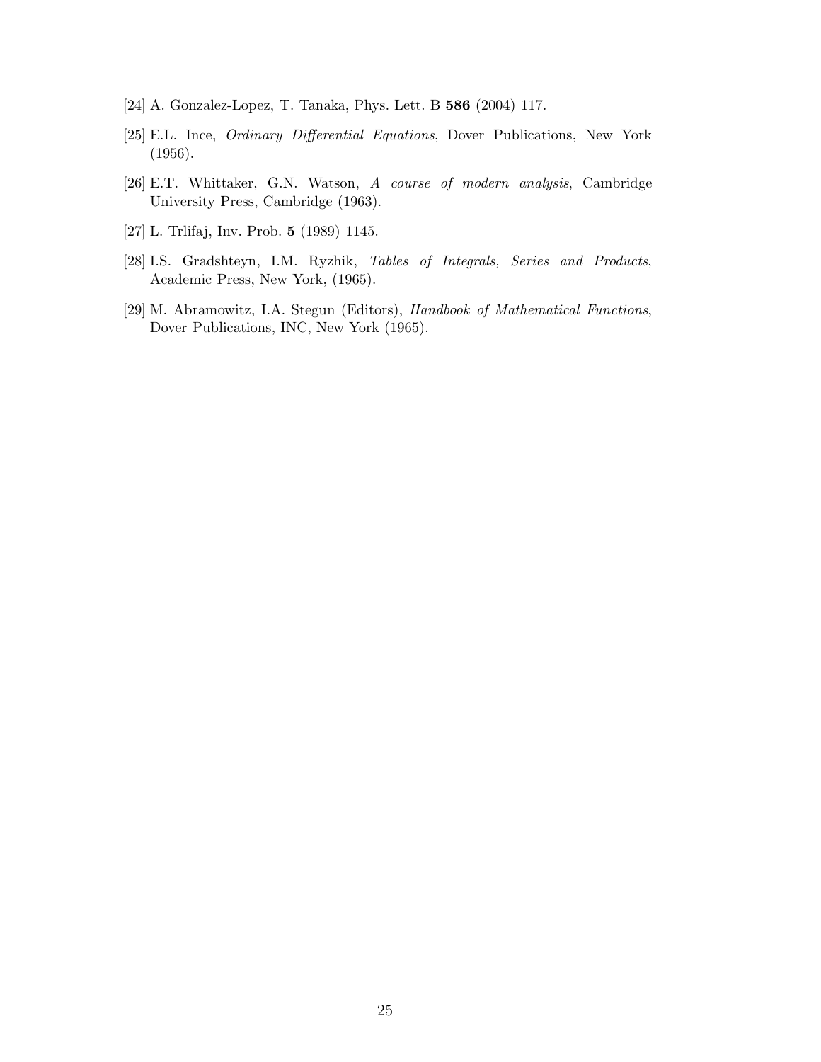[24] A. Gonzalez-Lopez, T. Tanaka, Phys. Lett. B **586** (2004) 117.

[25] E.L. Ince, *Ordinary Differential Equations*, Dover Publications, New York (1956).

[26] E.T. Whittaker, G.N. Watson, *A course of modern analysis*, Cambridge University Press, Cambridge (1963).

[27] L. Trlifaj, Inv. Prob. **5** (1989) 1145.

[28] I.S. Gradshteyn, I.M. Ryzhik, *Tables of Integrals, Series and Products*, Academic Press, New York, (1965).

[29] M. Abramowitz, I.A. Stegun (Editors), *Handbook of Mathematical Functions*, Dover Publications, INC, New York (1965).